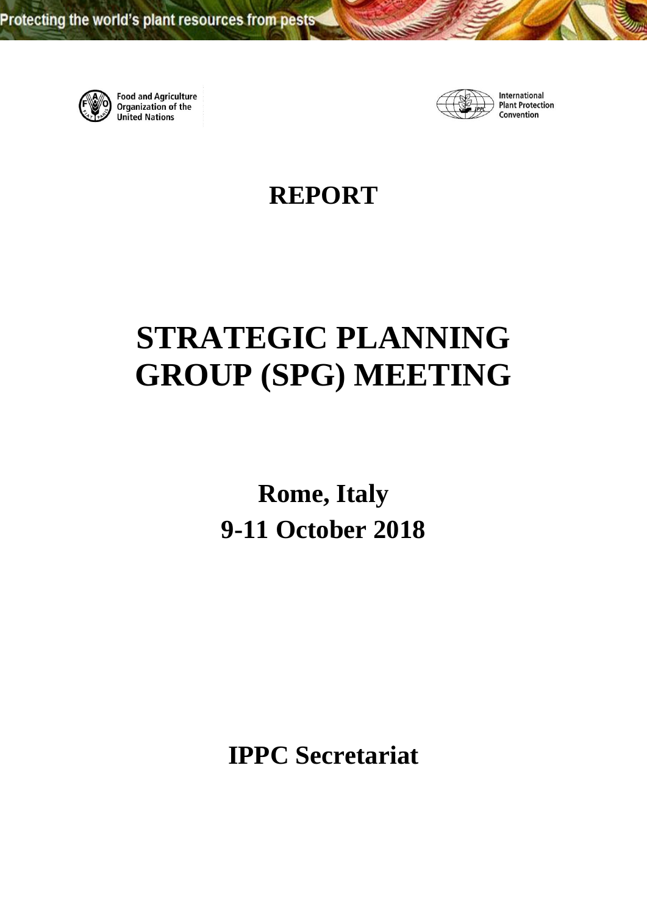Protecting the world's plant resources from pests

Food and Agriculture Organization of the United Nations

International Plant Protection Convention

# REPORT

# STRATEGIC PLANNING GROUP (SPG) MEETING

## Rome, Italy
## 9-11 October 2018

## IPPC Secretariat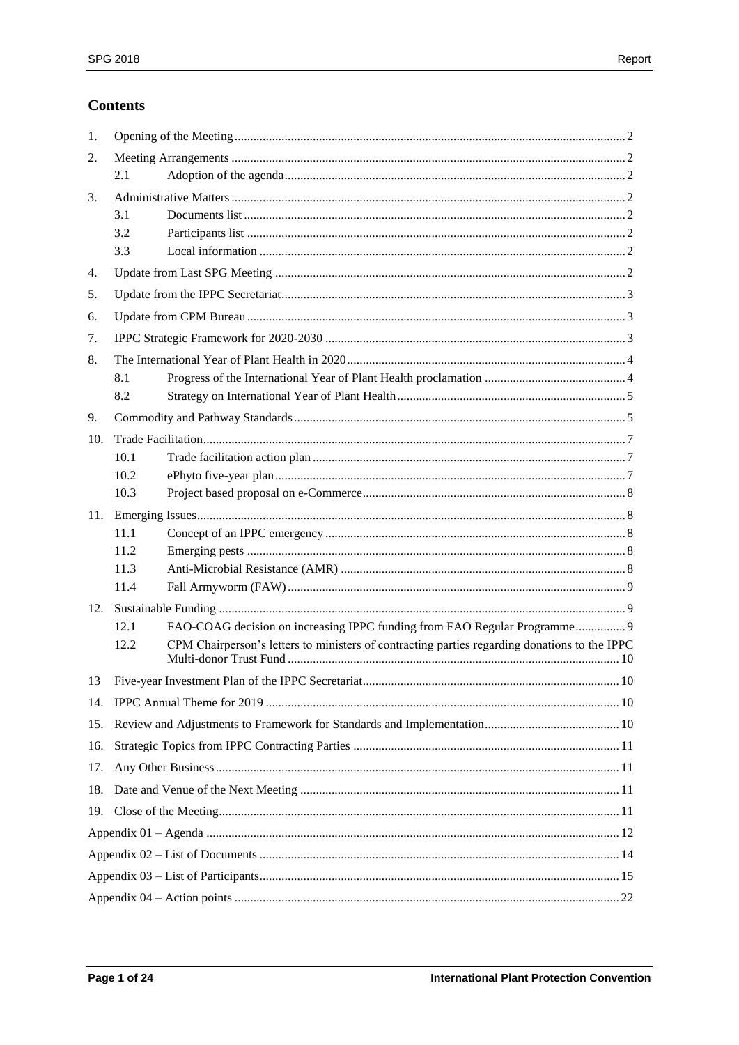## Contents

1. Opening of the Meeting ..... 2
2. Meeting Arrangements ..... 2
   - 2.1 Adoption of the agenda ..... 2
3. Administrative Matters ..... 2
   - 3.1 Documents list ..... 2
   - 3.2 Participants list ..... 2
   - 3.3 Local information ..... 2
4. Update from Last SPG Meeting ..... 2
5. Update from the IPPC Secretariat ..... 3
6. Update from CPM Bureau ..... 3
7. IPPC Strategic Framework for 2020-2030 ..... 3
8. The International Year of Plant Health in 2020 ..... 4
   - 8.1 Progress of the International Year of Plant Health proclamation ..... 4
   - 8.2 Strategy on International Year of Plant Health ..... 5
9. Commodity and Pathway Standards ..... 5
10. Trade Facilitation ..... 7
    - 10.1 Trade facilitation action plan ..... 7
    - 10.2 ePhyto five-year plan ..... 7
    - 10.3 Project based proposal on e-Commerce ..... 8
11. Emerging Issues ..... 8
    - 11.1 Concept of an IPPC emergency ..... 8
    - 11.2 Emerging pests ..... 8
    - 11.3 Anti-Microbial Resistance (AMR) ..... 8
    - 11.4 Fall Armyworm (FAW) ..... 9
12. Sustainable Funding ..... 9
    - 12.1 FAO-COAG decision on increasing IPPC funding from FAO Regular Programme ..... 9
    - 12.2 CPM Chairperson's letters to ministers of contracting parties regarding donations to the IPPC Multi-donor Trust Fund ..... 10
13 Five-year Investment Plan of the IPPC Secretariat ..... 10
14. IPPC Annual Theme for 2019 ..... 10
15. Review and Adjustments to Framework for Standards and Implementation ..... 10
16. Strategic Topics from IPPC Contracting Parties ..... 11
17. Any Other Business ..... 11
18. Date and Venue of the Next Meeting ..... 11
19. Close of the Meeting ..... 11

Appendix 01 – Agenda ..... 12

Appendix 02 – List of Documents ..... 14

Appendix 03 – List of Participants ..... 15

Appendix 04 – Action points ..... 22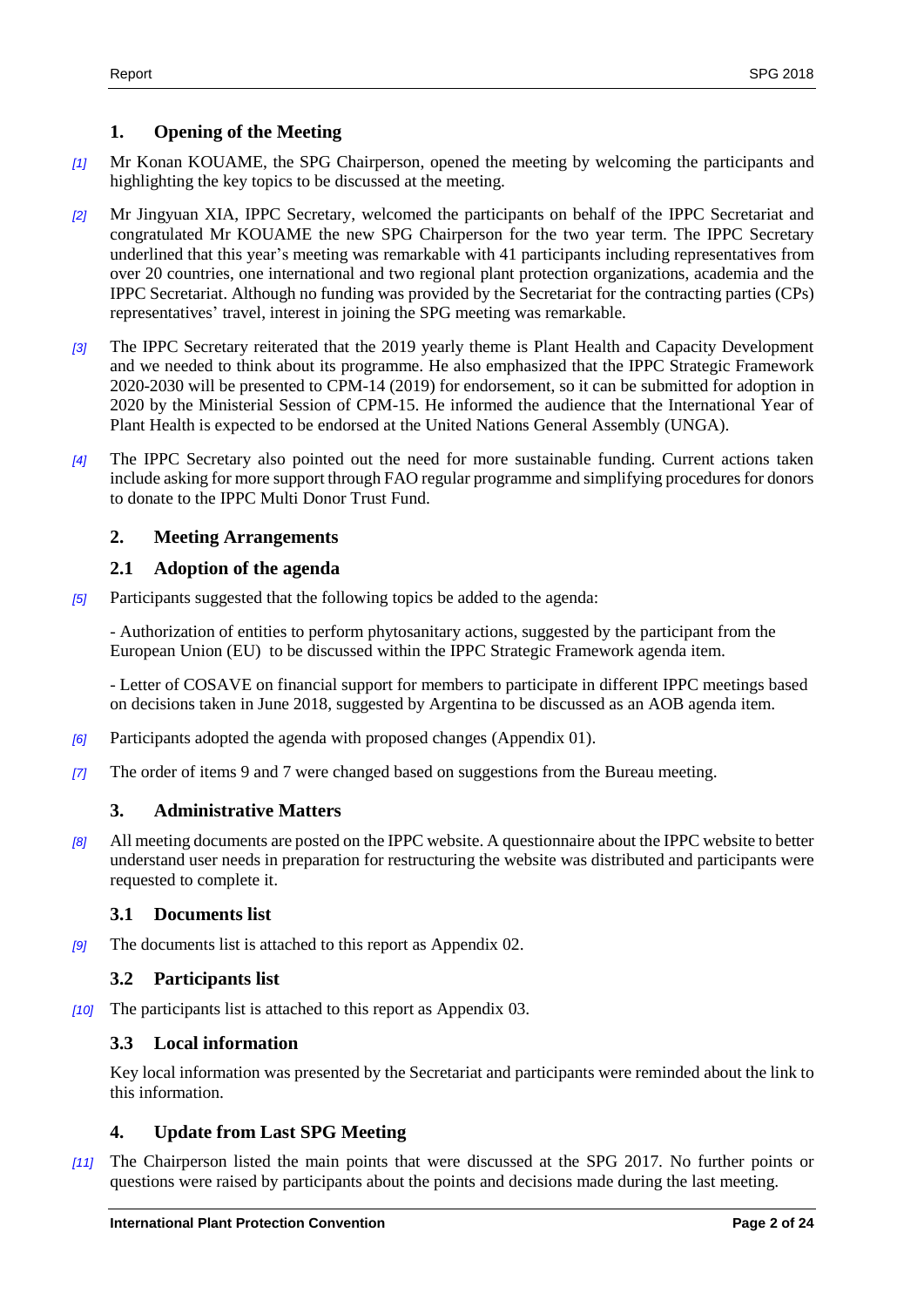## 1. Opening of the Meeting

[1] Mr Konan KOUAME, the SPG Chairperson, opened the meeting by welcoming the participants and highlighting the key topics to be discussed at the meeting.

[2] Mr Jingyuan XIA, IPPC Secretary, welcomed the participants on behalf of the IPPC Secretariat and congratulated Mr KOUAME the new SPG Chairperson for the two year term. The IPPC Secretary underlined that this year's meeting was remarkable with 41 participants including representatives from over 20 countries, one international and two regional plant protection organizations, academia and the IPPC Secretariat. Although no funding was provided by the Secretariat for the contracting parties (CPs) representatives' travel, interest in joining the SPG meeting was remarkable.

[3] The IPPC Secretary reiterated that the 2019 yearly theme is Plant Health and Capacity Development and we needed to think about its programme. He also emphasized that the IPPC Strategic Framework 2020-2030 will be presented to CPM-14 (2019) for endorsement, so it can be submitted for adoption in 2020 by the Ministerial Session of CPM-15. He informed the audience that the International Year of Plant Health is expected to be endorsed at the United Nations General Assembly (UNGA).

[4] The IPPC Secretary also pointed out the need for more sustainable funding. Current actions taken include asking for more support through FAO regular programme and simplifying procedures for donors to donate to the IPPC Multi Donor Trust Fund.

## 2. Meeting Arrangements

### 2.1 Adoption of the agenda

[5] Participants suggested that the following topics be added to the agenda:

- Authorization of entities to perform phytosanitary actions, suggested by the participant from the European Union (EU) to be discussed within the IPPC Strategic Framework agenda item.

- Letter of COSAVE on financial support for members to participate in different IPPC meetings based on decisions taken in June 2018, suggested by Argentina to be discussed as an AOB agenda item.

[6] Participants adopted the agenda with proposed changes (Appendix 01).

[7] The order of items 9 and 7 were changed based on suggestions from the Bureau meeting.

## 3. Administrative Matters

[8] All meeting documents are posted on the IPPC website. A questionnaire about the IPPC website to better understand user needs in preparation for restructuring the website was distributed and participants were requested to complete it.

### 3.1 Documents list

[9] The documents list is attached to this report as Appendix 02.

### 3.2 Participants list

[10] The participants list is attached to this report as Appendix 03.

### 3.3 Local information

Key local information was presented by the Secretariat and participants were reminded about the link to this information.

## 4. Update from Last SPG Meeting

[11] The Chairperson listed the main points that were discussed at the SPG 2017. No further points or questions were raised by participants about the points and decisions made during the last meeting.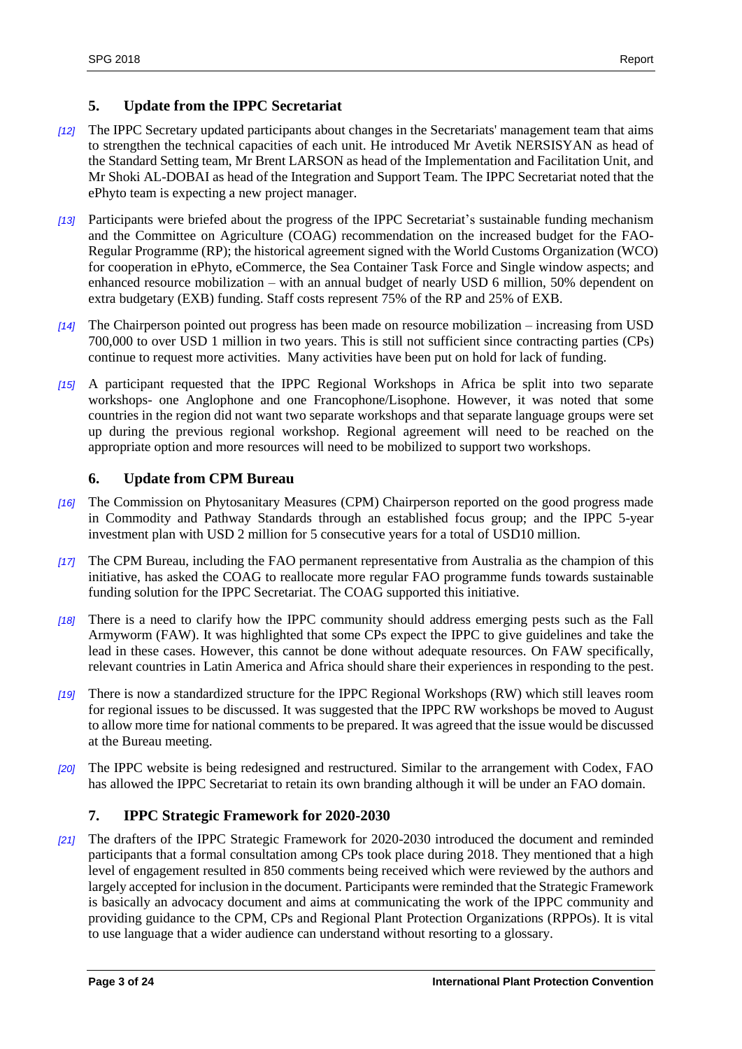## 5. Update from the IPPC Secretariat

*[12]* The IPPC Secretary updated participants about changes in the Secretariats' management team that aims to strengthen the technical capacities of each unit. He introduced Mr Avetik NERSISYAN as head of the Standard Setting team, Mr Brent LARSON as head of the Implementation and Facilitation Unit, and Mr Shoki AL-DOBAI as head of the Integration and Support Team. The IPPC Secretariat noted that the ePhyto team is expecting a new project manager.

*[13]* Participants were briefed about the progress of the IPPC Secretariat's sustainable funding mechanism and the Committee on Agriculture (COAG) recommendation on the increased budget for the FAO-Regular Programme (RP); the historical agreement signed with the World Customs Organization (WCO) for cooperation in ePhyto, eCommerce, the Sea Container Task Force and Single window aspects; and enhanced resource mobilization – with an annual budget of nearly USD 6 million, 50% dependent on extra budgetary (EXB) funding. Staff costs represent 75% of the RP and 25% of EXB.

*[14]* The Chairperson pointed out progress has been made on resource mobilization – increasing from USD 700,000 to over USD 1 million in two years. This is still not sufficient since contracting parties (CPs) continue to request more activities. Many activities have been put on hold for lack of funding.

*[15]* A participant requested that the IPPC Regional Workshops in Africa be split into two separate workshops- one Anglophone and one Francophone/Lisophone. However, it was noted that some countries in the region did not want two separate workshops and that separate language groups were set up during the previous regional workshop. Regional agreement will need to be reached on the appropriate option and more resources will need to be mobilized to support two workshops.

## 6. Update from CPM Bureau

*[16]* The Commission on Phytosanitary Measures (CPM) Chairperson reported on the good progress made in Commodity and Pathway Standards through an established focus group; and the IPPC 5-year investment plan with USD 2 million for 5 consecutive years for a total of USD10 million.

*[17]* The CPM Bureau, including the FAO permanent representative from Australia as the champion of this initiative, has asked the COAG to reallocate more regular FAO programme funds towards sustainable funding solution for the IPPC Secretariat. The COAG supported this initiative.

*[18]* There is a need to clarify how the IPPC community should address emerging pests such as the Fall Armyworm (FAW). It was highlighted that some CPs expect the IPPC to give guidelines and take the lead in these cases. However, this cannot be done without adequate resources. On FAW specifically, relevant countries in Latin America and Africa should share their experiences in responding to the pest.

*[19]* There is now a standardized structure for the IPPC Regional Workshops (RW) which still leaves room for regional issues to be discussed. It was suggested that the IPPC RW workshops be moved to August to allow more time for national comments to be prepared. It was agreed that the issue would be discussed at the Bureau meeting.

*[20]* The IPPC website is being redesigned and restructured. Similar to the arrangement with Codex, FAO has allowed the IPPC Secretariat to retain its own branding although it will be under an FAO domain.

## 7. IPPC Strategic Framework for 2020-2030

*[21]* The drafters of the IPPC Strategic Framework for 2020-2030 introduced the document and reminded participants that a formal consultation among CPs took place during 2018. They mentioned that a high level of engagement resulted in 850 comments being received which were reviewed by the authors and largely accepted for inclusion in the document. Participants were reminded that the Strategic Framework is basically an advocacy document and aims at communicating the work of the IPPC community and providing guidance to the CPM, CPs and Regional Plant Protection Organizations (RPPOs). It is vital to use language that a wider audience can understand without resorting to a glossary.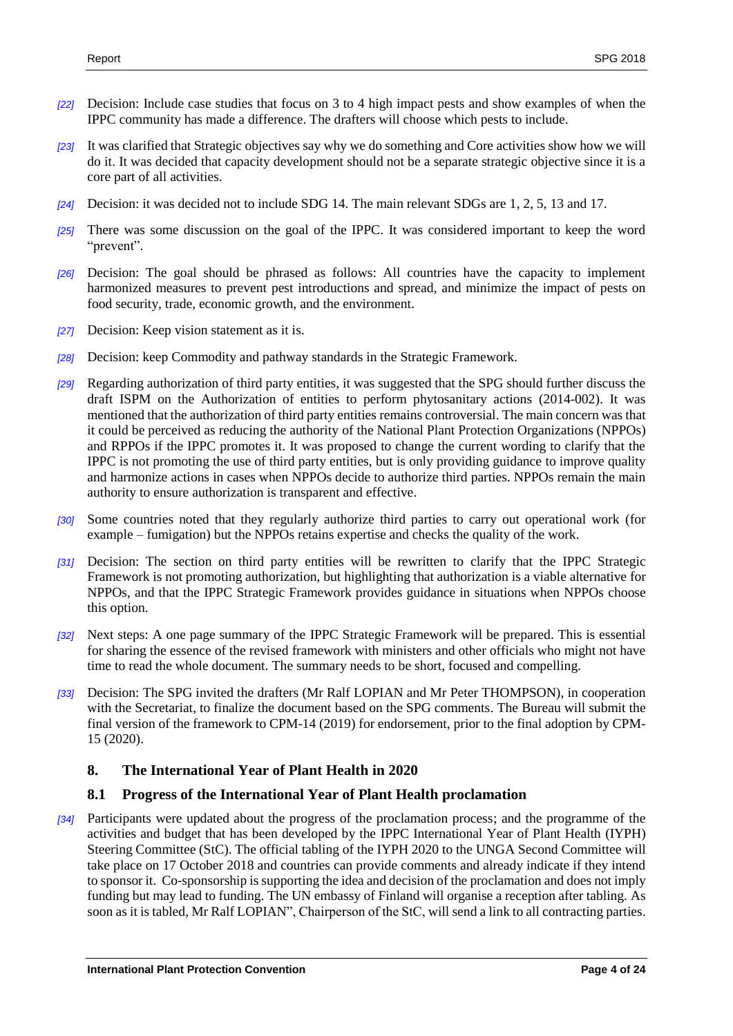*[22]* Decision: Include case studies that focus on 3 to 4 high impact pests and show examples of when the IPPC community has made a difference. The drafters will choose which pests to include.

*[23]* It was clarified that Strategic objectives say why we do something and Core activities show how we will do it. It was decided that capacity development should not be a separate strategic objective since it is a core part of all activities.

*[24]* Decision: it was decided not to include SDG 14. The main relevant SDGs are 1, 2, 5, 13 and 17.

*[25]* There was some discussion on the goal of the IPPC. It was considered important to keep the word "prevent".

*[26]* Decision: The goal should be phrased as follows: All countries have the capacity to implement harmonized measures to prevent pest introductions and spread, and minimize the impact of pests on food security, trade, economic growth, and the environment.

*[27]* Decision: Keep vision statement as it is.

*[28]* Decision: keep Commodity and pathway standards in the Strategic Framework.

*[29]* Regarding authorization of third party entities, it was suggested that the SPG should further discuss the draft ISPM on the Authorization of entities to perform phytosanitary actions (2014-002). It was mentioned that the authorization of third party entities remains controversial. The main concern was that it could be perceived as reducing the authority of the National Plant Protection Organizations (NPPOs) and RPPOs if the IPPC promotes it. It was proposed to change the current wording to clarify that the IPPC is not promoting the use of third party entities, but is only providing guidance to improve quality and harmonize actions in cases when NPPOs decide to authorize third parties. NPPOs remain the main authority to ensure authorization is transparent and effective.

*[30]* Some countries noted that they regularly authorize third parties to carry out operational work (for example – fumigation) but the NPPOs retains expertise and checks the quality of the work.

*[31]* Decision: The section on third party entities will be rewritten to clarify that the IPPC Strategic Framework is not promoting authorization, but highlighting that authorization is a viable alternative for NPPOs, and that the IPPC Strategic Framework provides guidance in situations when NPPOs choose this option.

*[32]* Next steps: A one page summary of the IPPC Strategic Framework will be prepared. This is essential for sharing the essence of the revised framework with ministers and other officials who might not have time to read the whole document. The summary needs to be short, focused and compelling.

*[33]* Decision: The SPG invited the drafters (Mr Ralf LOPIAN and Mr Peter THOMPSON), in cooperation with the Secretariat, to finalize the document based on the SPG comments. The Bureau will submit the final version of the framework to CPM-14 (2019) for endorsement, prior to the final adoption by CPM-15 (2020).

## 8. The International Year of Plant Health in 2020

### 8.1 Progress of the International Year of Plant Health proclamation

*[34]* Participants were updated about the progress of the proclamation process; and the programme of the activities and budget that has been developed by the IPPC International Year of Plant Health (IYPH) Steering Committee (StC). The official tabling of the IYPH 2020 to the UNGA Second Committee will take place on 17 October 2018 and countries can provide comments and already indicate if they intend to sponsor it. Co-sponsorship is supporting the idea and decision of the proclamation and does not imply funding but may lead to funding. The UN embassy of Finland will organise a reception after tabling. As soon as it is tabled, Mr Ralf LOPIAN", Chairperson of the StC, will send a link to all contracting parties.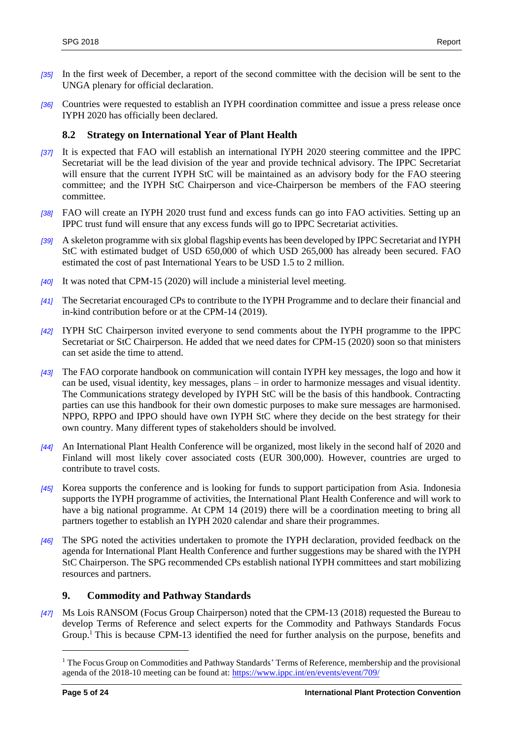[35] In the first week of December, a report of the second committee with the decision will be sent to the UNGA plenary for official declaration.

[36] Countries were requested to establish an IYPH coordination committee and issue a press release once IYPH 2020 has officially been declared.

### 8.2 Strategy on International Year of Plant Health

[37] It is expected that FAO will establish an international IYPH 2020 steering committee and the IPPC Secretariat will be the lead division of the year and provide technical advisory. The IPPC Secretariat will ensure that the current IYPH StC will be maintained as an advisory body for the FAO steering committee; and the IYPH StC Chairperson and vice-Chairperson be members of the FAO steering committee.

[38] FAO will create an IYPH 2020 trust fund and excess funds can go into FAO activities. Setting up an IPPC trust fund will ensure that any excess funds will go to IPPC Secretariat activities.

[39] A skeleton programme with six global flagship events has been developed by IPPC Secretariat and IYPH StC with estimated budget of USD 650,000 of which USD 265,000 has already been secured. FAO estimated the cost of past International Years to be USD 1.5 to 2 million.

[40] It was noted that CPM-15 (2020) will include a ministerial level meeting.

[41] The Secretariat encouraged CPs to contribute to the IYPH Programme and to declare their financial and in-kind contribution before or at the CPM-14 (2019).

[42] IYPH StC Chairperson invited everyone to send comments about the IYPH programme to the IPPC Secretariat or StC Chairperson. He added that we need dates for CPM-15 (2020) soon so that ministers can set aside the time to attend.

[43] The FAO corporate handbook on communication will contain IYPH key messages, the logo and how it can be used, visual identity, key messages, plans – in order to harmonize messages and visual identity. The Communications strategy developed by IYPH StC will be the basis of this handbook. Contracting parties can use this handbook for their own domestic purposes to make sure messages are harmonised. NPPO, RPPO and IPPO should have own IYPH StC where they decide on the best strategy for their own country. Many different types of stakeholders should be involved.

[44] An International Plant Health Conference will be organized, most likely in the second half of 2020 and Finland will most likely cover associated costs (EUR 300,000). However, countries are urged to contribute to travel costs.

[45] Korea supports the conference and is looking for funds to support participation from Asia. Indonesia supports the IYPH programme of activities, the International Plant Health Conference and will work to have a big national programme. At CPM 14 (2019) there will be a coordination meeting to bring all partners together to establish an IYPH 2020 calendar and share their programmes.

[46] The SPG noted the activities undertaken to promote the IYPH declaration, provided feedback on the agenda for International Plant Health Conference and further suggestions may be shared with the IYPH StC Chairperson. The SPG recommended CPs establish national IYPH committees and start mobilizing resources and partners.

## 9. Commodity and Pathway Standards

[47] Ms Lois RANSOM (Focus Group Chairperson) noted that the CPM-13 (2018) requested the Bureau to develop Terms of Reference and select experts for the Commodity and Pathways Standards Focus Group.[1] This is because CPM-13 identified the need for further analysis on the purpose, benefits and

[1] The Focus Group on Commodities and Pathway Standards' Terms of Reference, membership and the provisional agenda of the 2018-10 meeting can be found at: https://www.ippc.int/en/events/event/709/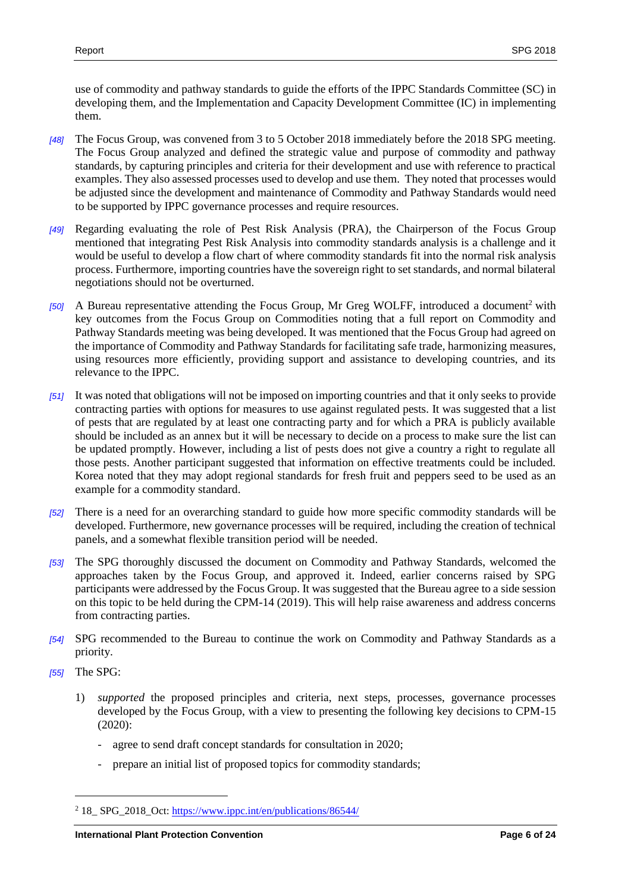use of commodity and pathway standards to guide the efforts of the IPPC Standards Committee (SC) in developing them, and the Implementation and Capacity Development Committee (IC) in implementing them.

*[48]* The Focus Group, was convened from 3 to 5 October 2018 immediately before the 2018 SPG meeting. The Focus Group analyzed and defined the strategic value and purpose of commodity and pathway standards, by capturing principles and criteria for their development and use with reference to practical examples. They also assessed processes used to develop and use them. They noted that processes would be adjusted since the development and maintenance of Commodity and Pathway Standards would need to be supported by IPPC governance processes and require resources.

*[49]* Regarding evaluating the role of Pest Risk Analysis (PRA), the Chairperson of the Focus Group mentioned that integrating Pest Risk Analysis into commodity standards analysis is a challenge and it would be useful to develop a flow chart of where commodity standards fit into the normal risk analysis process. Furthermore, importing countries have the sovereign right to set standards, and normal bilateral negotiations should not be overturned.

*[50]* A Bureau representative attending the Focus Group, Mr Greg WOLFF, introduced a document[2] with key outcomes from the Focus Group on Commodities noting that a full report on Commodity and Pathway Standards meeting was being developed. It was mentioned that the Focus Group had agreed on the importance of Commodity and Pathway Standards for facilitating safe trade, harmonizing measures, using resources more efficiently, providing support and assistance to developing countries, and its relevance to the IPPC.

*[51]* It was noted that obligations will not be imposed on importing countries and that it only seeks to provide contracting parties with options for measures to use against regulated pests. It was suggested that a list of pests that are regulated by at least one contracting party and for which a PRA is publicly available should be included as an annex but it will be necessary to decide on a process to make sure the list can be updated promptly. However, including a list of pests does not give a country a right to regulate all those pests. Another participant suggested that information on effective treatments could be included. Korea noted that they may adopt regional standards for fresh fruit and peppers seed to be used as an example for a commodity standard.

*[52]* There is a need for an overarching standard to guide how more specific commodity standards will be developed. Furthermore, new governance processes will be required, including the creation of technical panels, and a somewhat flexible transition period will be needed.

*[53]* The SPG thoroughly discussed the document on Commodity and Pathway Standards, welcomed the approaches taken by the Focus Group, and approved it. Indeed, earlier concerns raised by SPG participants were addressed by the Focus Group. It was suggested that the Bureau agree to a side session on this topic to be held during the CPM-14 (2019). This will help raise awareness and address concerns from contracting parties.

*[54]* SPG recommended to the Bureau to continue the work on Commodity and Pathway Standards as a priority.

*[55]* The SPG:

1) *supported* the proposed principles and criteria, next steps, processes, governance processes developed by the Focus Group, with a view to presenting the following key decisions to CPM-15 (2020):
   - agree to send draft concept standards for consultation in 2020;
   - prepare an initial list of proposed topics for commodity standards;

---

[2] 18_ SPG_2018_Oct: https://www.ippc.int/en/publications/86544/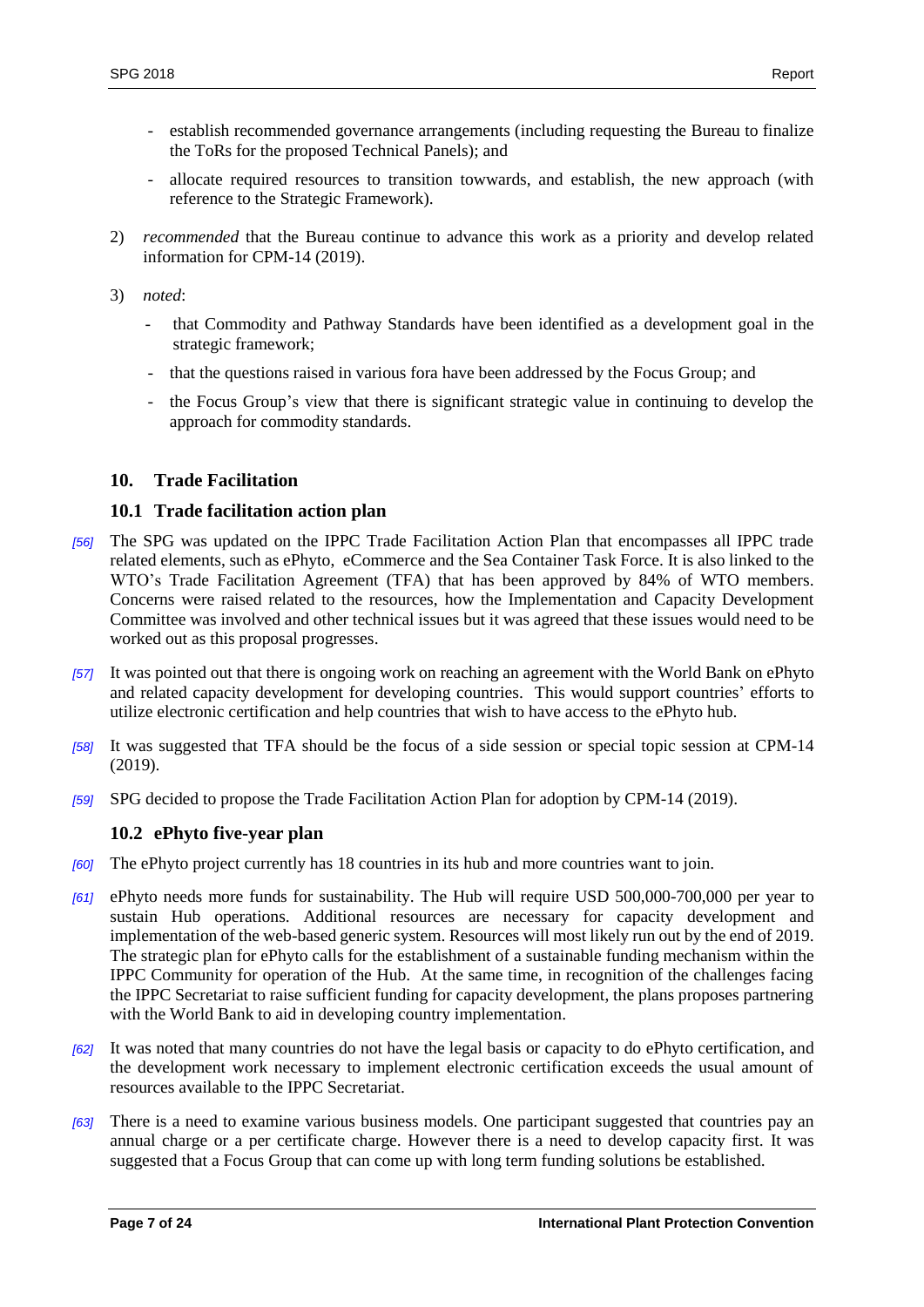- establish recommended governance arrangements (including requesting the Bureau to finalize the ToRs for the proposed Technical Panels); and
- allocate required resources to transition towwards, and establish, the new approach (with reference to the Strategic Framework).

2) *recommended* that the Bureau continue to advance this work as a priority and develop related information for CPM-14 (2019).

3) *noted*:
   - that Commodity and Pathway Standards have been identified as a development goal in the strategic framework;
   - that the questions raised in various fora have been addressed by the Focus Group; and
   - the Focus Group's view that there is significant strategic value in continuing to develop the approach for commodity standards.

## 10. Trade Facilitation

### 10.1 Trade facilitation action plan

*[56]* The SPG was updated on the IPPC Trade Facilitation Action Plan that encompasses all IPPC trade related elements, such as ePhyto, eCommerce and the Sea Container Task Force. It is also linked to the WTO's Trade Facilitation Agreement (TFA) that has been approved by 84% of WTO members. Concerns were raised related to the resources, how the Implementation and Capacity Development Committee was involved and other technical issues but it was agreed that these issues would need to be worked out as this proposal progresses.

*[57]* It was pointed out that there is ongoing work on reaching an agreement with the World Bank on ePhyto and related capacity development for developing countries. This would support countries' efforts to utilize electronic certification and help countries that wish to have access to the ePhyto hub.

*[58]* It was suggested that TFA should be the focus of a side session or special topic session at CPM-14 (2019).

*[59]* SPG decided to propose the Trade Facilitation Action Plan for adoption by CPM-14 (2019).

### 10.2 ePhyto five-year plan

*[60]* The ePhyto project currently has 18 countries in its hub and more countries want to join.

*[61]* ePhyto needs more funds for sustainability. The Hub will require USD 500,000-700,000 per year to sustain Hub operations. Additional resources are necessary for capacity development and implementation of the web-based generic system. Resources will most likely run out by the end of 2019. The strategic plan for ePhyto calls for the establishment of a sustainable funding mechanism within the IPPC Community for operation of the Hub. At the same time, in recognition of the challenges facing the IPPC Secretariat to raise sufficient funding for capacity development, the plans proposes partnering with the World Bank to aid in developing country implementation.

*[62]* It was noted that many countries do not have the legal basis or capacity to do ePhyto certification, and the development work necessary to implement electronic certification exceeds the usual amount of resources available to the IPPC Secretariat.

*[63]* There is a need to examine various business models. One participant suggested that countries pay an annual charge or a per certificate charge. However there is a need to develop capacity first. It was suggested that a Focus Group that can come up with long term funding solutions be established.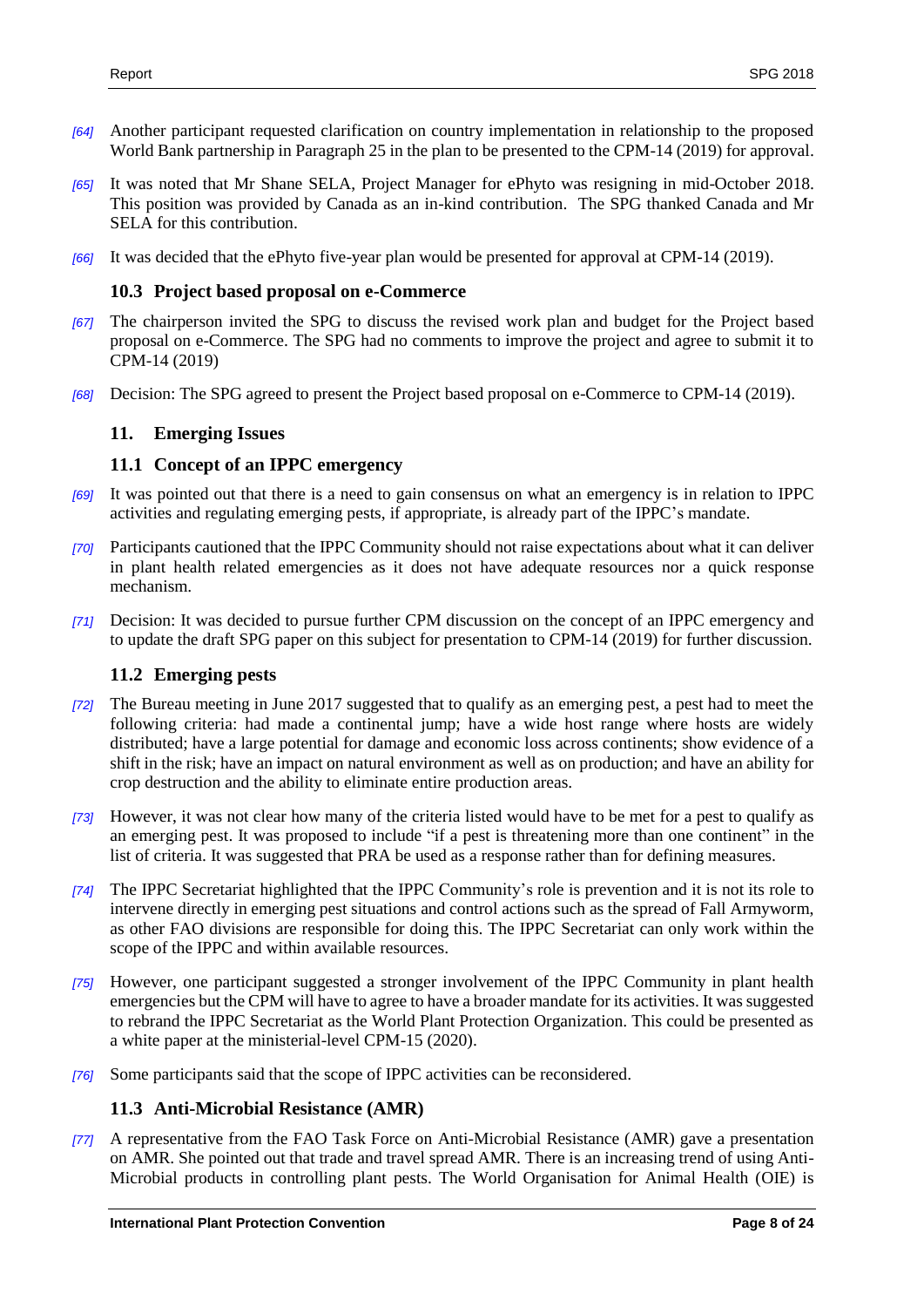*[64]* Another participant requested clarification on country implementation in relationship to the proposed World Bank partnership in Paragraph 25 in the plan to be presented to the CPM-14 (2019) for approval.

*[65]* It was noted that Mr Shane SELA, Project Manager for ePhyto was resigning in mid-October 2018. This position was provided by Canada as an in-kind contribution. The SPG thanked Canada and Mr SELA for this contribution.

*[66]* It was decided that the ePhyto five-year plan would be presented for approval at CPM-14 (2019).

### 10.3 Project based proposal on e-Commerce

*[67]* The chairperson invited the SPG to discuss the revised work plan and budget for the Project based proposal on e-Commerce. The SPG had no comments to improve the project and agree to submit it to CPM-14 (2019)

*[68]* Decision: The SPG agreed to present the Project based proposal on e-Commerce to CPM-14 (2019).

## 11. Emerging Issues

### 11.1 Concept of an IPPC emergency

*[69]* It was pointed out that there is a need to gain consensus on what an emergency is in relation to IPPC activities and regulating emerging pests, if appropriate, is already part of the IPPC's mandate.

*[70]* Participants cautioned that the IPPC Community should not raise expectations about what it can deliver in plant health related emergencies as it does not have adequate resources nor a quick response mechanism.

*[71]* Decision: It was decided to pursue further CPM discussion on the concept of an IPPC emergency and to update the draft SPG paper on this subject for presentation to CPM-14 (2019) for further discussion.

### 11.2 Emerging pests

*[72]* The Bureau meeting in June 2017 suggested that to qualify as an emerging pest, a pest had to meet the following criteria: had made a continental jump; have a wide host range where hosts are widely distributed; have a large potential for damage and economic loss across continents; show evidence of a shift in the risk; have an impact on natural environment as well as on production; and have an ability for crop destruction and the ability to eliminate entire production areas.

*[73]* However, it was not clear how many of the criteria listed would have to be met for a pest to qualify as an emerging pest. It was proposed to include "if a pest is threatening more than one continent" in the list of criteria. It was suggested that PRA be used as a response rather than for defining measures.

*[74]* The IPPC Secretariat highlighted that the IPPC Community's role is prevention and it is not its role to intervene directly in emerging pest situations and control actions such as the spread of Fall Armyworm, as other FAO divisions are responsible for doing this. The IPPC Secretariat can only work within the scope of the IPPC and within available resources.

*[75]* However, one participant suggested a stronger involvement of the IPPC Community in plant health emergencies but the CPM will have to agree to have a broader mandate for its activities. It was suggested to rebrand the IPPC Secretariat as the World Plant Protection Organization. This could be presented as a white paper at the ministerial-level CPM-15 (2020).

*[76]* Some participants said that the scope of IPPC activities can be reconsidered.

### 11.3 Anti-Microbial Resistance (AMR)

*[77]* A representative from the FAO Task Force on Anti-Microbial Resistance (AMR) gave a presentation on AMR. She pointed out that trade and travel spread AMR. There is an increasing trend of using Anti-Microbial products in controlling plant pests. The World Organisation for Animal Health (OIE) is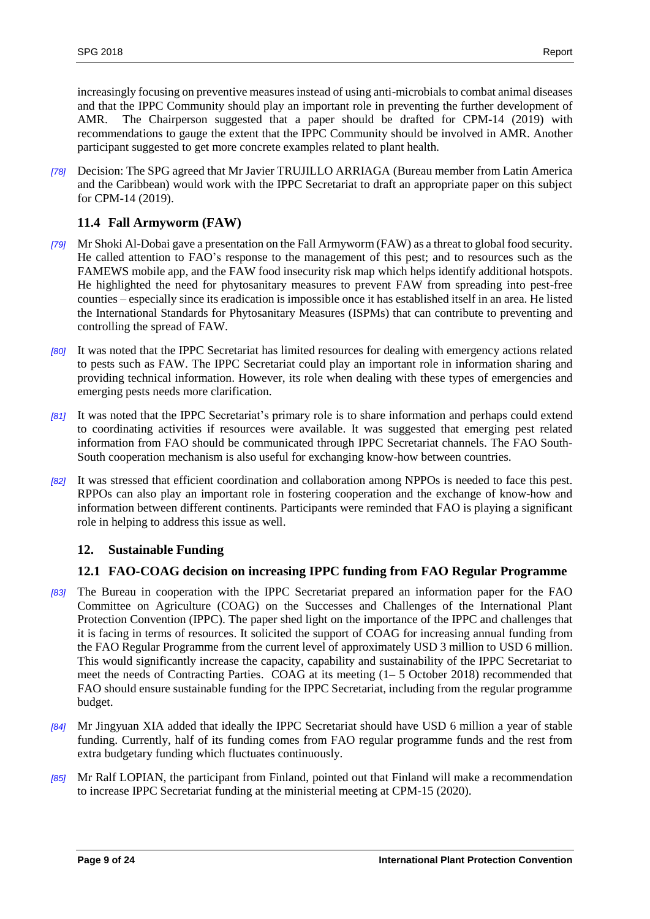increasingly focusing on preventive measures instead of using anti-microbials to combat animal diseases and that the IPPC Community should play an important role in preventing the further development of AMR. The Chairperson suggested that a paper should be drafted for CPM-14 (2019) with recommendations to gauge the extent that the IPPC Community should be involved in AMR. Another participant suggested to get more concrete examples related to plant health.

*[78]* Decision: The SPG agreed that Mr Javier TRUJILLO ARRIAGA (Bureau member from Latin America and the Caribbean) would work with the IPPC Secretariat to draft an appropriate paper on this subject for CPM-14 (2019).

### 11.4 Fall Armyworm (FAW)

*[79]* Mr Shoki Al-Dobai gave a presentation on the Fall Armyworm (FAW) as a threat to global food security. He called attention to FAO's response to the management of this pest; and to resources such as the FAMEWS mobile app, and the FAW food insecurity risk map which helps identify additional hotspots. He highlighted the need for phytosanitary measures to prevent FAW from spreading into pest-free counties – especially since its eradication is impossible once it has established itself in an area. He listed the International Standards for Phytosanitary Measures (ISPMs) that can contribute to preventing and controlling the spread of FAW.

*[80]* It was noted that the IPPC Secretariat has limited resources for dealing with emergency actions related to pests such as FAW. The IPPC Secretariat could play an important role in information sharing and providing technical information. However, its role when dealing with these types of emergencies and emerging pests needs more clarification.

*[81]* It was noted that the IPPC Secretariat's primary role is to share information and perhaps could extend to coordinating activities if resources were available. It was suggested that emerging pest related information from FAO should be communicated through IPPC Secretariat channels. The FAO South-South cooperation mechanism is also useful for exchanging know-how between countries.

*[82]* It was stressed that efficient coordination and collaboration among NPPOs is needed to face this pest. RPPOs can also play an important role in fostering cooperation and the exchange of know-how and information between different continents. Participants were reminded that FAO is playing a significant role in helping to address this issue as well.

## 12. Sustainable Funding

### 12.1 FAO-COAG decision on increasing IPPC funding from FAO Regular Programme

*[83]* The Bureau in cooperation with the IPPC Secretariat prepared an information paper for the FAO Committee on Agriculture (COAG) on the Successes and Challenges of the International Plant Protection Convention (IPPC). The paper shed light on the importance of the IPPC and challenges that it is facing in terms of resources. It solicited the support of COAG for increasing annual funding from the FAO Regular Programme from the current level of approximately USD 3 million to USD 6 million. This would significantly increase the capacity, capability and sustainability of the IPPC Secretariat to meet the needs of Contracting Parties. COAG at its meeting (1– 5 October 2018) recommended that FAO should ensure sustainable funding for the IPPC Secretariat, including from the regular programme budget.

*[84]* Mr Jingyuan XIA added that ideally the IPPC Secretariat should have USD 6 million a year of stable funding. Currently, half of its funding comes from FAO regular programme funds and the rest from extra budgetary funding which fluctuates continuously.

*[85]* Mr Ralf LOPIAN, the participant from Finland, pointed out that Finland will make a recommendation to increase IPPC Secretariat funding at the ministerial meeting at CPM-15 (2020).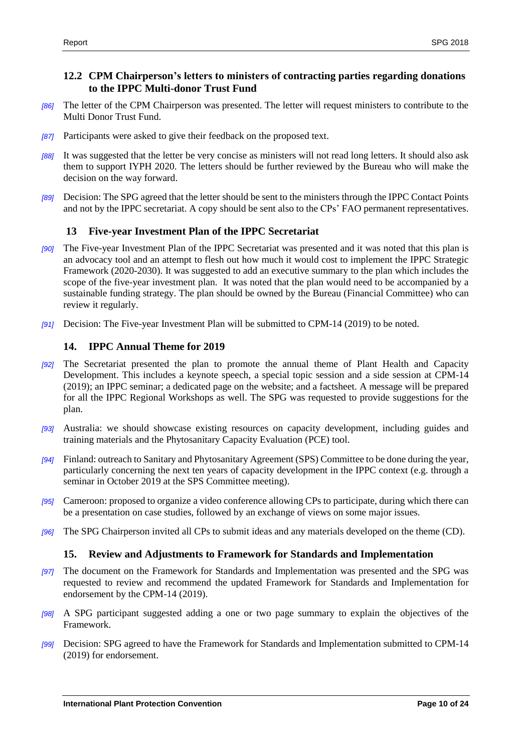### 12.2 CPM Chairperson's letters to ministers of contracting parties regarding donations to the IPPC Multi-donor Trust Fund

*[86]* The letter of the CPM Chairperson was presented. The letter will request ministers to contribute to the Multi Donor Trust Fund.

*[87]* Participants were asked to give their feedback on the proposed text.

*[88]* It was suggested that the letter be very concise as ministers will not read long letters. It should also ask them to support IYPH 2020. The letters should be further reviewed by the Bureau who will make the decision on the way forward.

*[89]* Decision: The SPG agreed that the letter should be sent to the ministers through the IPPC Contact Points and not by the IPPC secretariat. A copy should be sent also to the CPs' FAO permanent representatives.

## 13 Five-year Investment Plan of the IPPC Secretariat

*[90]* The Five-year Investment Plan of the IPPC Secretariat was presented and it was noted that this plan is an advocacy tool and an attempt to flesh out how much it would cost to implement the IPPC Strategic Framework (2020-2030). It was suggested to add an executive summary to the plan which includes the scope of the five-year investment plan. It was noted that the plan would need to be accompanied by a sustainable funding strategy. The plan should be owned by the Bureau (Financial Committee) who can review it regularly.

*[91]* Decision: The Five-year Investment Plan will be submitted to CPM-14 (2019) to be noted.

## 14. IPPC Annual Theme for 2019

*[92]* The Secretariat presented the plan to promote the annual theme of Plant Health and Capacity Development. This includes a keynote speech, a special topic session and a side session at CPM-14 (2019); an IPPC seminar; a dedicated page on the website; and a factsheet. A message will be prepared for all the IPPC Regional Workshops as well. The SPG was requested to provide suggestions for the plan.

*[93]* Australia: we should showcase existing resources on capacity development, including guides and training materials and the Phytosanitary Capacity Evaluation (PCE) tool.

*[94]* Finland: outreach to Sanitary and Phytosanitary Agreement (SPS) Committee to be done during the year, particularly concerning the next ten years of capacity development in the IPPC context (e.g. through a seminar in October 2019 at the SPS Committee meeting).

*[95]* Cameroon: proposed to organize a video conference allowing CPs to participate, during which there can be a presentation on case studies, followed by an exchange of views on some major issues.

*[96]* The SPG Chairperson invited all CPs to submit ideas and any materials developed on the theme (CD).

## 15. Review and Adjustments to Framework for Standards and Implementation

*[97]* The document on the Framework for Standards and Implementation was presented and the SPG was requested to review and recommend the updated Framework for Standards and Implementation for endorsement by the CPM-14 (2019).

*[98]* A SPG participant suggested adding a one or two page summary to explain the objectives of the Framework.

*[99]* Decision: SPG agreed to have the Framework for Standards and Implementation submitted to CPM-14 (2019) for endorsement.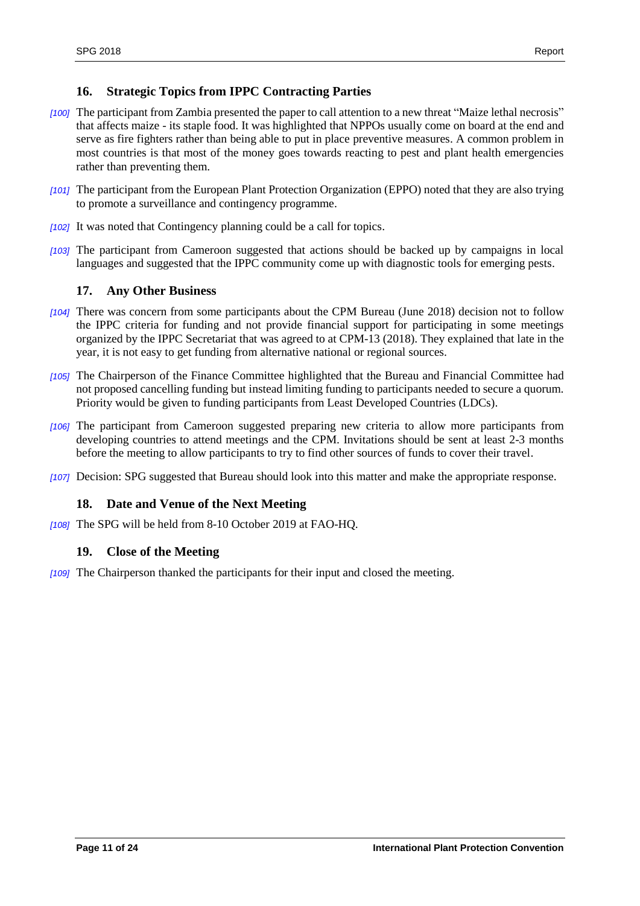## 16. Strategic Topics from IPPC Contracting Parties

*[100]* The participant from Zambia presented the paper to call attention to a new threat "Maize lethal necrosis" that affects maize - its staple food. It was highlighted that NPPOs usually come on board at the end and serve as fire fighters rather than being able to put in place preventive measures. A common problem in most countries is that most of the money goes towards reacting to pest and plant health emergencies rather than preventing them.

*[101]* The participant from the European Plant Protection Organization (EPPO) noted that they are also trying to promote a surveillance and contingency programme.

*[102]* It was noted that Contingency planning could be a call for topics.

*[103]* The participant from Cameroon suggested that actions should be backed up by campaigns in local languages and suggested that the IPPC community come up with diagnostic tools for emerging pests.

## 17. Any Other Business

*[104]* There was concern from some participants about the CPM Bureau (June 2018) decision not to follow the IPPC criteria for funding and not provide financial support for participating in some meetings organized by the IPPC Secretariat that was agreed to at CPM-13 (2018). They explained that late in the year, it is not easy to get funding from alternative national or regional sources.

*[105]* The Chairperson of the Finance Committee highlighted that the Bureau and Financial Committee had not proposed cancelling funding but instead limiting funding to participants needed to secure a quorum. Priority would be given to funding participants from Least Developed Countries (LDCs).

*[106]* The participant from Cameroon suggested preparing new criteria to allow more participants from developing countries to attend meetings and the CPM. Invitations should be sent at least 2-3 months before the meeting to allow participants to try to find other sources of funds to cover their travel.

*[107]* Decision: SPG suggested that Bureau should look into this matter and make the appropriate response.

## 18. Date and Venue of the Next Meeting

*[108]* The SPG will be held from 8-10 October 2019 at FAO-HQ.

## 19. Close of the Meeting

*[109]* The Chairperson thanked the participants for their input and closed the meeting.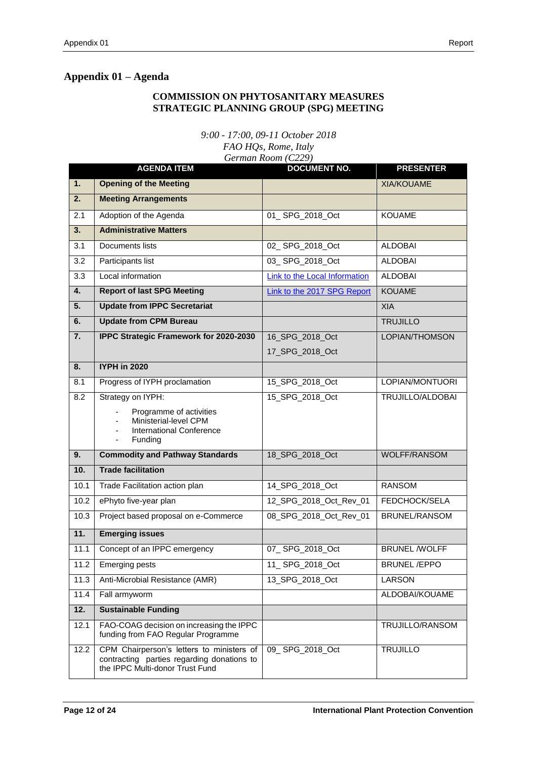## Appendix 01 – Agenda

**COMMISSION ON PHYTOSANITARY MEASURES**
**STRATEGIC PLANNING GROUP (SPG) MEETING**

*9:00 - 17:00, 09-11 October 2018*
*FAO HQs, Rome, Italy*
*German Room (C229)*

| | AGENDA ITEM | DOCUMENT NO. | PRESENTER |
|---|---|---|---|
| **1.** | **Opening of the Meeting** | | XIA/KOUAME |
| **2.** | **Meeting Arrangements** | | |
| 2.1 | Adoption of the Agenda | 01_ SPG_2018_Oct | KOUAME |
| **3.** | **Administrative Matters** | | |
| 3.1 | Documents lists | 02_ SPG_2018_Oct | ALDOBAI |
| 3.2 | Participants list | 03_ SPG_2018_Oct | ALDOBAI |
| 3.3 | Local information | Link to the Local Information | ALDOBAI |
| **4.** | **Report of last SPG Meeting** | Link to the 2017 SPG Report | KOUAME |
| **5.** | **Update from IPPC Secretariat** | | XIA |
| **6.** | **Update from CPM Bureau** | | TRUJILLO |
| **7.** | **IPPC Strategic Framework for 2020-2030** | 16_SPG_2018_Oct<br>17_SPG_2018_Oct | LOPIAN/THOMSON |
| **8.** | **IYPH in 2020** | | |
| 8.1 | Progress of IYPH proclamation | 15_SPG_2018_Oct | LOPIAN/MONTUORI |
| 8.2 | Strategy on IYPH:<br>- Programme of activities<br>- Ministerial-level CPM<br>- International Conference<br>- Funding | 15_SPG_2018_Oct | TRUJILLO/ALDOBAI |
| **9.** | **Commodity and Pathway Standards** | 18_SPG_2018_Oct | WOLFF/RANSOM |
| **10.** | **Trade facilitation** | | |
| 10.1 | Trade Facilitation action plan | 14_SPG_2018_Oct | RANSOM |
| 10.2 | ePhyto five-year plan | 12_SPG_2018_Oct_Rev_01 | FEDCHOCK/SELA |
| 10.3 | Project based proposal on e-Commerce | 08_SPG_2018_Oct_Rev_01 | BRUNEL/RANSOM |
| **11.** | **Emerging issues** | | |
| 11.1 | Concept of an IPPC emergency | 07_ SPG_2018_Oct | BRUNEL /WOLFF |
| 11.2 | Emerging pests | 11_ SPG_2018_Oct | BRUNEL /EPPO |
| 11.3 | Anti-Microbial Resistance (AMR) | 13_SPG_2018_Oct | LARSON |
| 11.4 | Fall armyworm | | ALDOBAI/KOUAME |
| **12.** | **Sustainable Funding** | | |
| 12.1 | FAO-COAG decision on increasing the IPPC funding from FAO Regular Programme | | TRUJILLO/RANSOM |
| 12.2 | CPM Chairperson's letters to ministers of contracting parties regarding donations to the IPPC Multi-donor Trust Fund | 09_ SPG_2018_Oct | TRUJILLO |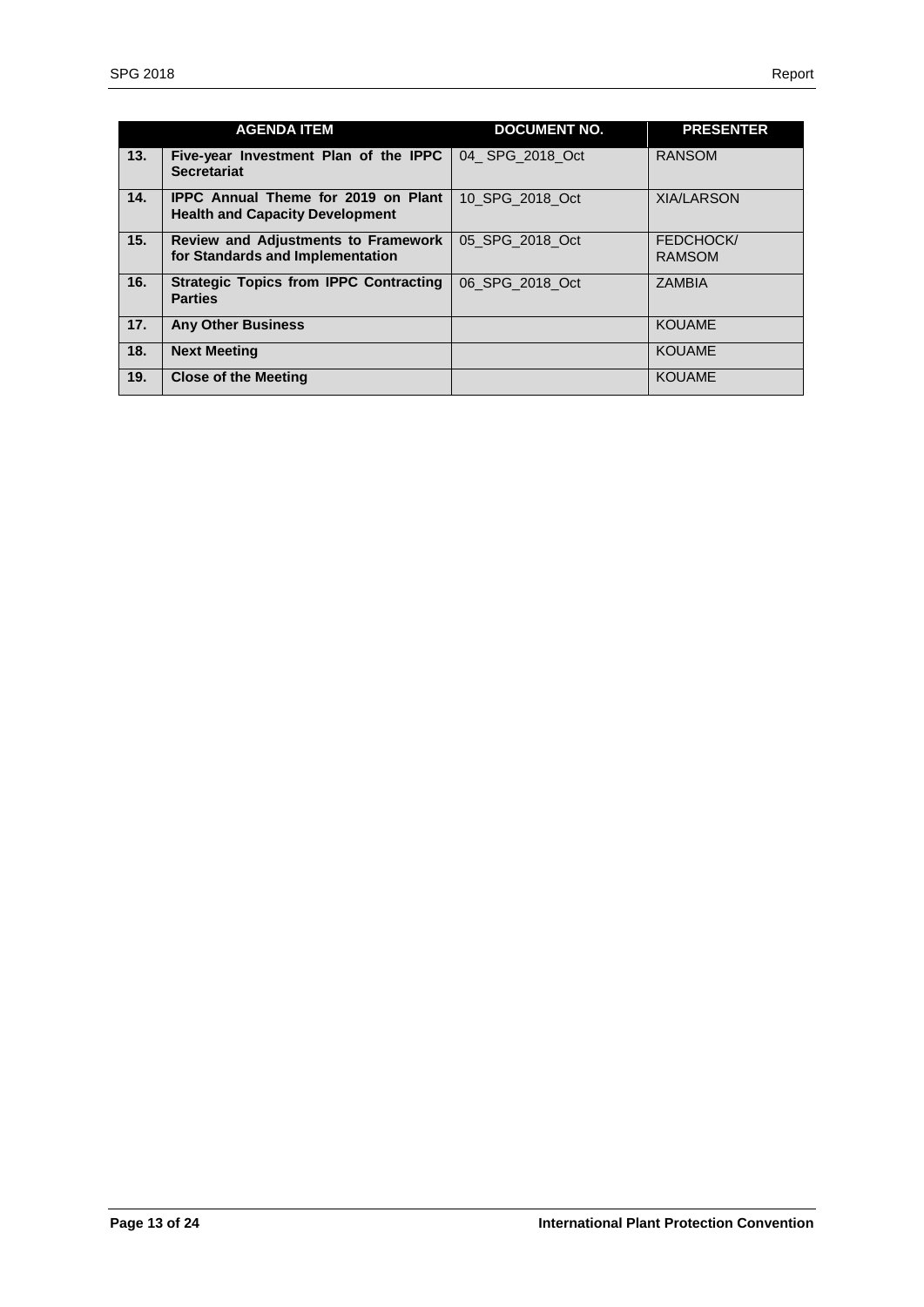| | AGENDA ITEM | DOCUMENT NO. | PRESENTER |
|---|---|---|---|
| **13.** | **Five-year Investment Plan of the IPPC Secretariat** | 04_ SPG_2018_Oct | RANSOM |
| **14.** | **IPPC Annual Theme for 2019 on Plant Health and Capacity Development** | 10_SPG_2018_Oct | XIA/LARSON |
| **15.** | **Review and Adjustments to Framework for Standards and Implementation** | 05_SPG_2018_Oct | FEDCHOCK/ RAMSOM |
| **16.** | **Strategic Topics from IPPC Contracting Parties** | 06_SPG_2018_Oct | ZAMBIA |
| **17.** | **Any Other Business** | | KOUAME |
| **18.** | **Next Meeting** | | KOUAME |
| **19.** | **Close of the Meeting** | | KOUAME |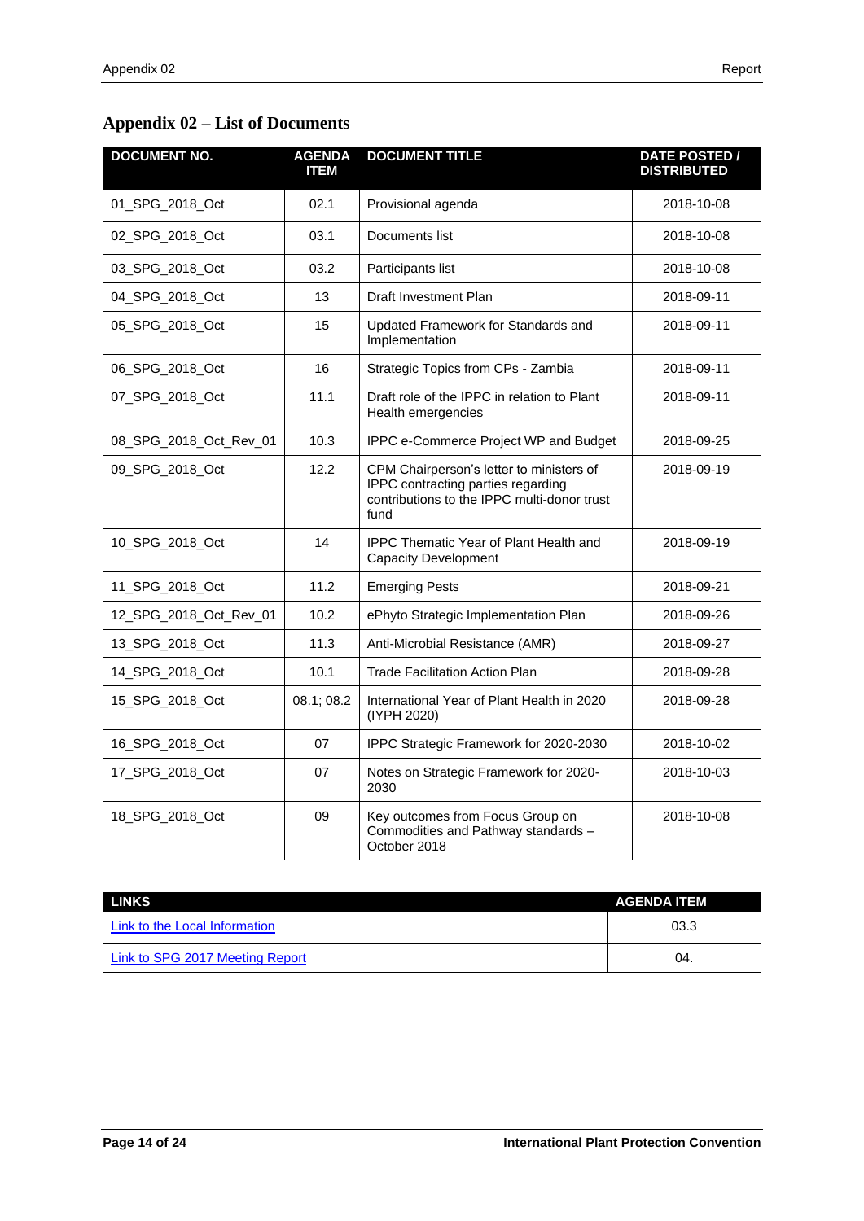## Appendix 02 – List of Documents

| DOCUMENT NO. | AGENDA ITEM | DOCUMENT TITLE | DATE POSTED / DISTRIBUTED |
|---|---|---|---|
| 01_SPG_2018_Oct | 02.1 | Provisional agenda | 2018-10-08 |
| 02_SPG_2018_Oct | 03.1 | Documents list | 2018-10-08 |
| 03_SPG_2018_Oct | 03.2 | Participants list | 2018-10-08 |
| 04_SPG_2018_Oct | 13 | Draft Investment Plan | 2018-09-11 |
| 05_SPG_2018_Oct | 15 | Updated Framework for Standards and Implementation | 2018-09-11 |
| 06_SPG_2018_Oct | 16 | Strategic Topics from CPs - Zambia | 2018-09-11 |
| 07_SPG_2018_Oct | 11.1 | Draft role of the IPPC in relation to Plant Health emergencies | 2018-09-11 |
| 08_SPG_2018_Oct_Rev_01 | 10.3 | IPPC e-Commerce Project WP and Budget | 2018-09-25 |
| 09_SPG_2018_Oct | 12.2 | CPM Chairperson's letter to ministers of IPPC contracting parties regarding contributions to the IPPC multi-donor trust fund | 2018-09-19 |
| 10_SPG_2018_Oct | 14 | IPPC Thematic Year of Plant Health and Capacity Development | 2018-09-19 |
| 11_SPG_2018_Oct | 11.2 | Emerging Pests | 2018-09-21 |
| 12_SPG_2018_Oct_Rev_01 | 10.2 | ePhyto Strategic Implementation Plan | 2018-09-26 |
| 13_SPG_2018_Oct | 11.3 | Anti-Microbial Resistance (AMR) | 2018-09-27 |
| 14_SPG_2018_Oct | 10.1 | Trade Facilitation Action Plan | 2018-09-28 |
| 15_SPG_2018_Oct | 08.1; 08.2 | International Year of Plant Health in 2020 (IYPH 2020) | 2018-09-28 |
| 16_SPG_2018_Oct | 07 | IPPC Strategic Framework for 2020-2030 | 2018-10-02 |
| 17_SPG_2018_Oct | 07 | Notes on Strategic Framework for 2020-2030 | 2018-10-03 |
| 18_SPG_2018_Oct | 09 | Key outcomes from Focus Group on Commodities and Pathway standards – October 2018 | 2018-10-08 |

| LINKS | AGENDA ITEM |
|---|---|
| Link to the Local Information | 03.3 |
| Link to SPG 2017 Meeting Report | 04. |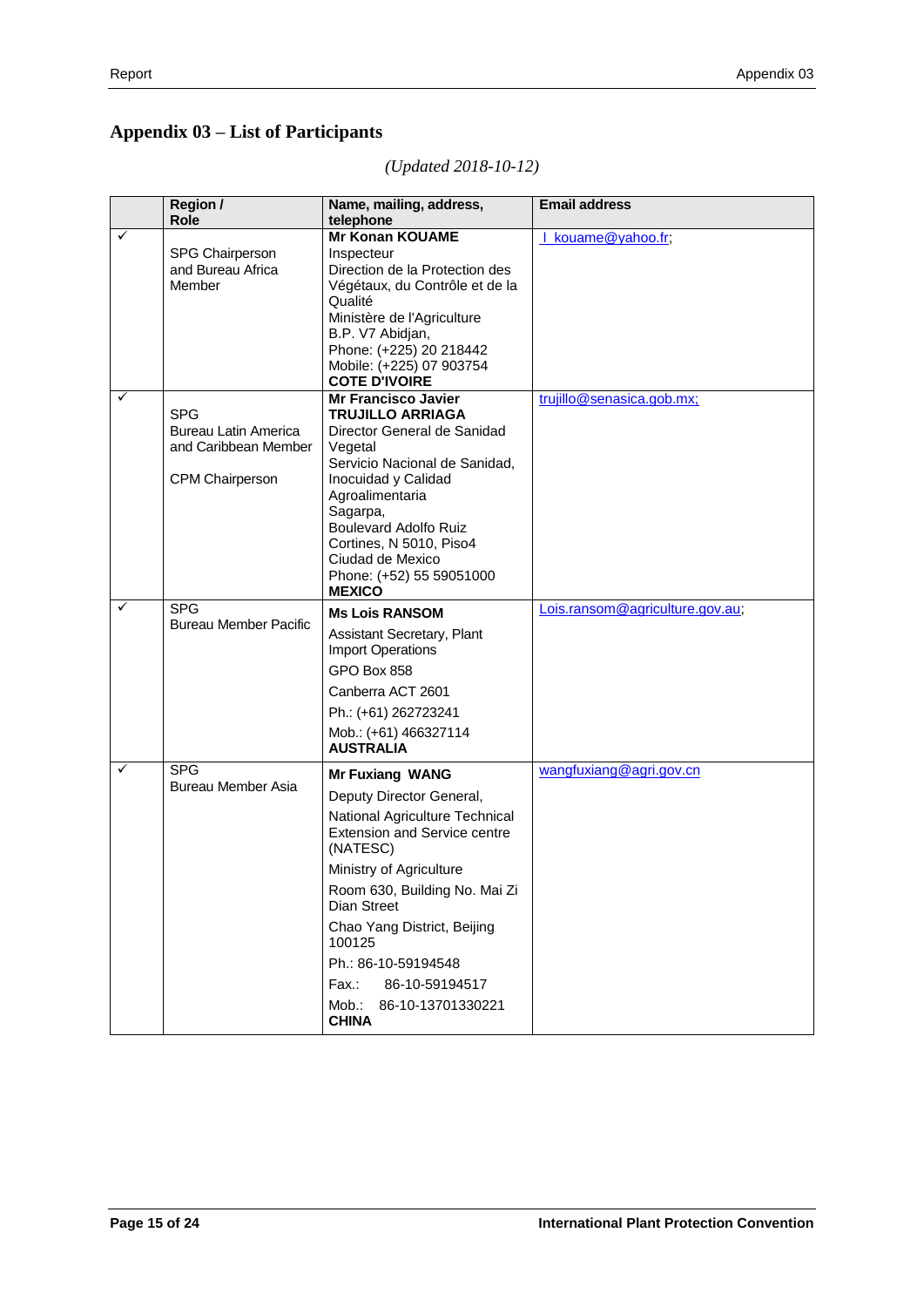# Appendix 03 – List of Participants

*(Updated 2018-10-12)*

| | Region / Role | Name, mailing, address, telephone | Email address |
|---|---|---|---|
| ✓ | SPG Chairperson and Bureau Africa Member | **Mr Konan KOUAME**<br>Inspecteur<br>Direction de la Protection des Végétaux, du Contrôle et de la Qualité<br>Ministère de l'Agriculture<br>B.P. V7 Abidjan,<br>Phone: (+225) 20 218442<br>Mobile: (+225) 07 903754<br>**COTE D'IVOIRE** | l_kouame@yahoo.fr; |
| ✓ | SPG<br>Bureau Latin America and Caribbean Member<br><br>CPM Chairperson | **Mr Francisco Javier TRUJILLO ARRIAGA**<br>Director General de Sanidad Vegetal<br>Servicio Nacional de Sanidad, Inocuidad y Calidad Agroalimentaria<br>Sagarpa,<br>Boulevard Adolfo Ruiz Cortines, N 5010, Piso4<br>Ciudad de Mexico<br>Phone: (+52) 55 59051000<br>**MEXICO** | trujillo@senasica.gob.mx; |
| ✓ | SPG<br>Bureau Member Pacific | **Ms Lois RANSOM**<br>Assistant Secretary, Plant Import Operations<br>GPO Box 858<br>Canberra ACT 2601<br>Ph.: (+61) 262723241<br>Mob.: (+61) 466327114<br>**AUSTRALIA** | Lois.ransom@agriculture.gov.au; |
| ✓ | SPG<br>Bureau Member Asia | **Mr Fuxiang WANG**<br>Deputy Director General,<br>National Agriculture Technical Extension and Service centre (NATESC)<br>Ministry of Agriculture<br>Room 630, Building No. Mai Zi Dian Street<br>Chao Yang District, Beijing 100125<br>Ph.: 86-10-59194548<br>Fax.: 86-10-59194517<br>Mob.: 86-10-13701330221<br>**CHINA** | wangfuxiang@agri.gov.cn |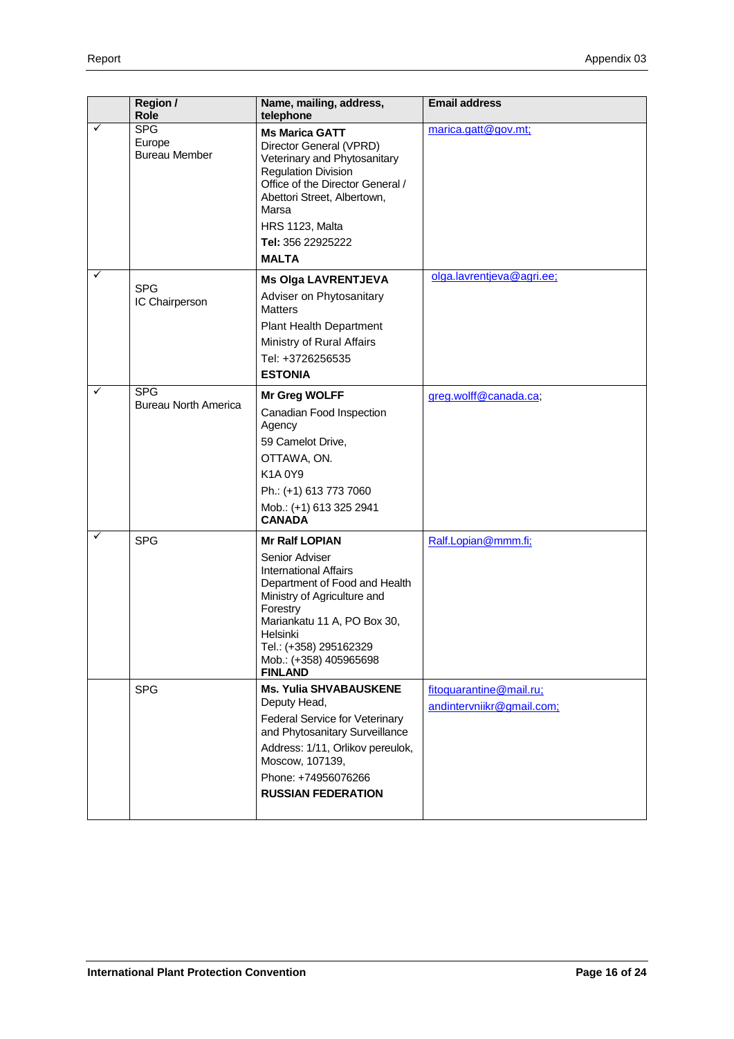|  | Region / Role | Name, mailing, address, telephone | Email address |
|---|---|---|---|
| ✓ | SPG<br>Europe<br>Bureau Member | **Ms Marica GATT**<br>Director General (VPRD)<br>Veterinary and Phytosanitary Regulation Division<br>Office of the Director General / Abettori Street, Albertown, Marsa<br>HRS 1123, Malta<br>**Tel:** 356 22925222<br>**MALTA** | marica.gatt@gov.mt; |
| ✓ | SPG<br>IC Chairperson | **Ms Olga LAVRENTJEVA**<br>Adviser on Phytosanitary Matters<br>Plant Health Department<br>Ministry of Rural Affairs<br>Tel: +3726256535<br>**ESTONIA** | olga.lavrentjeva@agri.ee; |
| ✓ | SPG<br>Bureau North America | **Mr Greg WOLFF**<br>Canadian Food Inspection Agency<br>59 Camelot Drive,<br>OTTAWA, ON.<br>K1A 0Y9<br>Ph.: (+1) 613 773 7060<br>Mob.: (+1) 613 325 2941<br>**CANADA** | greg.wolff@canada.ca; |
| ✓ | SPG | **Mr Ralf LOPIAN**<br>Senior Adviser<br>International Affairs<br>Department of Food and Health<br>Ministry of Agriculture and Forestry<br>Mariankatu 11 A, PO Box 30, Helsinki<br>Tel.: (+358) 295162329<br>Mob.: (+358) 405965698<br>**FINLAND** | Ralf.Lopian@mmm.fi; |
|  | SPG | **Ms. Yulia SHVABAUSKENE**<br>Deputy Head,<br>Federal Service for Veterinary and Phytosanitary Surveillance<br>Address: 1/11, Orlikov pereulok, Moscow, 107139,<br>Phone: +74956076266<br>**RUSSIAN FEDERATION** | fitoquarantine@mail.ru;<br>andintervniikr@gmail.com; |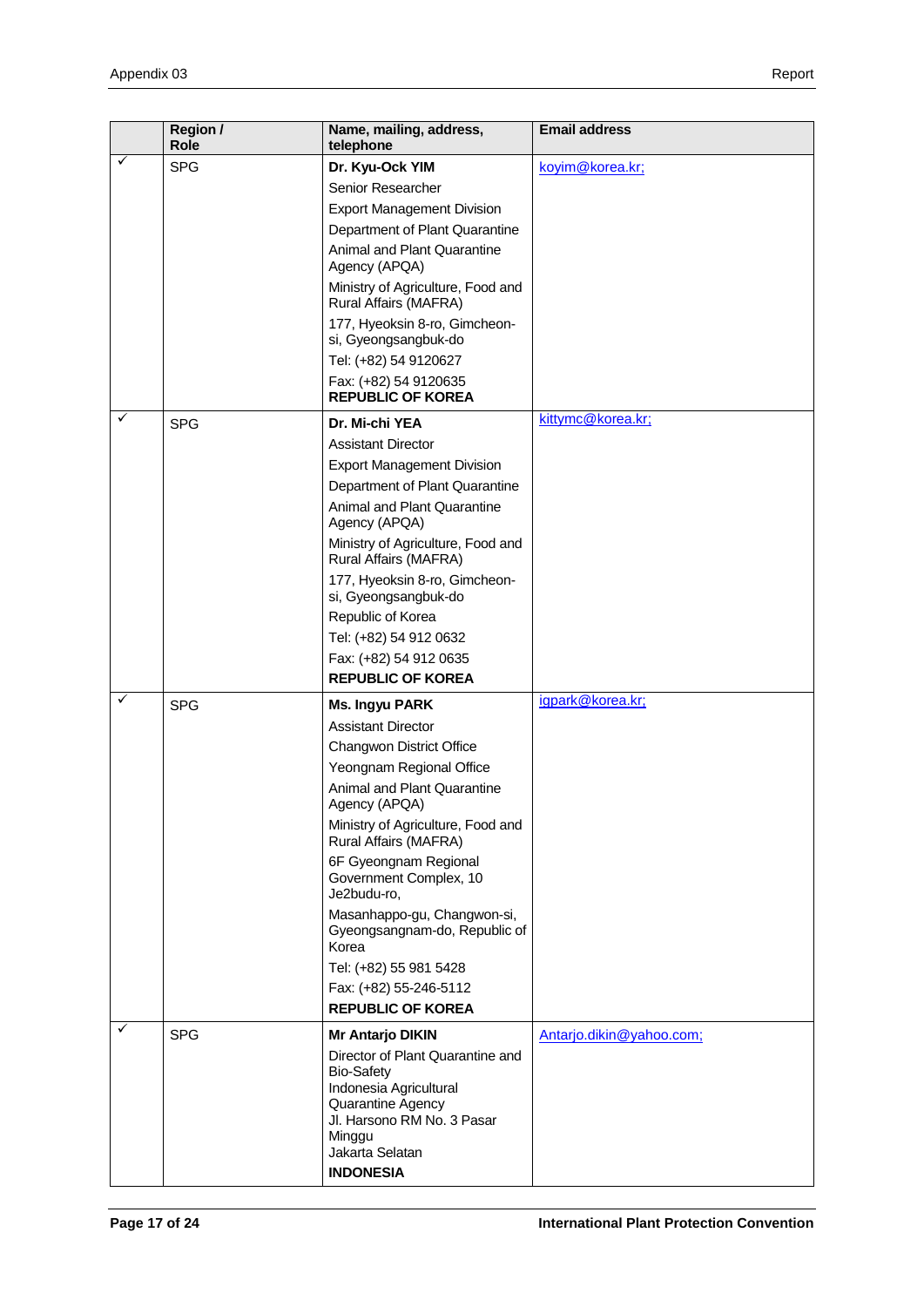| | Region / Role | Name, mailing, address, telephone | Email address |
|---|---|---|---|
| ✓ | SPG | **Dr. Kyu-Ock YIM**<br>Senior Researcher<br>Export Management Division<br>Department of Plant Quarantine<br>Animal and Plant Quarantine Agency (APQA)<br>Ministry of Agriculture, Food and Rural Affairs (MAFRA)<br>177, Hyeoksin 8-ro, Gimcheon-si, Gyeongsangbuk-do<br>Tel: (+82) 54 9120627<br>Fax: (+82) 54 9120635<br>**REPUBLIC OF KOREA** | koyim@korea.kr; |
| ✓ | SPG | **Dr. Mi-chi YEA**<br>Assistant Director<br>Export Management Division<br>Department of Plant Quarantine<br>Animal and Plant Quarantine Agency (APQA)<br>Ministry of Agriculture, Food and Rural Affairs (MAFRA)<br>177, Hyeoksin 8-ro, Gimcheon-si, Gyeongsangbuk-do<br>Republic of Korea<br>Tel: (+82) 54 912 0632<br>Fax: (+82) 54 912 0635<br>**REPUBLIC OF KOREA** | kittymc@korea.kr; |
| ✓ | SPG | **Ms. Ingyu PARK**<br>Assistant Director<br>Changwon District Office<br>Yeongnam Regional Office<br>Animal and Plant Quarantine Agency (APQA)<br>Ministry of Agriculture, Food and Rural Affairs (MAFRA)<br>6F Gyeongnam Regional Government Complex, 10 Je2budu-ro,<br>Masanhappo-gu, Changwon-si, Gyeongsangnam-do, Republic of Korea<br>Tel: (+82) 55 981 5428<br>Fax: (+82) 55-246-5112<br>**REPUBLIC OF KOREA** | igpark@korea.kr; |
| ✓ | SPG | **Mr Antarjo DIKIN**<br>Director of Plant Quarantine and Bio-Safety<br>Indonesia Agricultural Quarantine Agency<br>Jl. Harsono RM No. 3 Pasar Minggu<br>Jakarta Selatan<br>**INDONESIA** | Antarjo.dikin@yahoo.com; |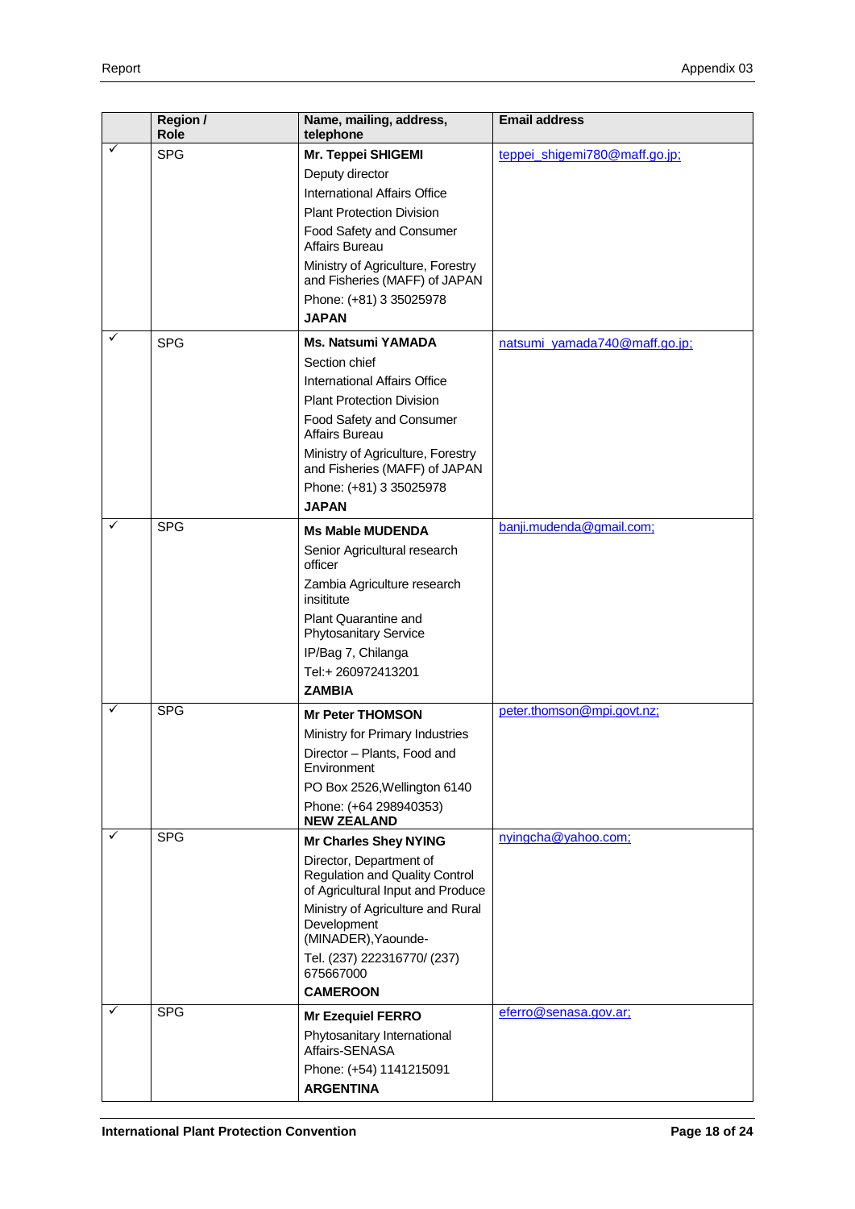| | Region / Role | Name, mailing, address, telephone | Email address |
|---|---|---|---|
| ✓ | SPG | **Mr. Teppei SHIGEMI**<br>Deputy director<br>International Affairs Office<br>Plant Protection Division<br>Food Safety and Consumer Affairs Bureau<br>Ministry of Agriculture, Forestry and Fisheries (MAFF) of JAPAN<br>Phone: (+81) 3 35025978<br>**JAPAN** | teppei_shigemi780@maff.go.jp; |
| ✓ | SPG | **Ms. Natsumi YAMADA**<br>Section chief<br>International Affairs Office<br>Plant Protection Division<br>Food Safety and Consumer Affairs Bureau<br>Ministry of Agriculture, Forestry and Fisheries (MAFF) of JAPAN<br>Phone: (+81) 3 35025978<br>**JAPAN** | natsumi_yamada740@maff.go.jp; |
| ✓ | SPG | **Ms Mable MUDENDA**<br>Senior Agricultural research officer<br>Zambia Agriculture research insititute<br>Plant Quarantine and Phytosanitary Service<br>IP/Bag 7, Chilanga<br>Tel:+ 260972413201<br>**ZAMBIA** | banji.mudenda@gmail.com; |
| ✓ | SPG | **Mr Peter THOMSON**<br>Ministry for Primary Industries<br>Director – Plants, Food and Environment<br>PO Box 2526,Wellington 6140<br>Phone: (+64 298940353)<br>**NEW ZEALAND** | peter.thomson@mpi.govt.nz; |
| ✓ | SPG | **Mr Charles Shey NYING**<br>Director, Department of Regulation and Quality Control of Agricultural Input and Produce<br>Ministry of Agriculture and Rural Development (MINADER),Yaounde-<br>Tel. (237) 222316770/ (237) 675667000<br>**CAMEROON** | nyingcha@yahoo.com; |
| ✓ | SPG | **Mr Ezequiel FERRO**<br>Phytosanitary International Affairs-SENASA<br>Phone: (+54) 1141215091<br>**ARGENTINA** | eferro@senasa.gov.ar; |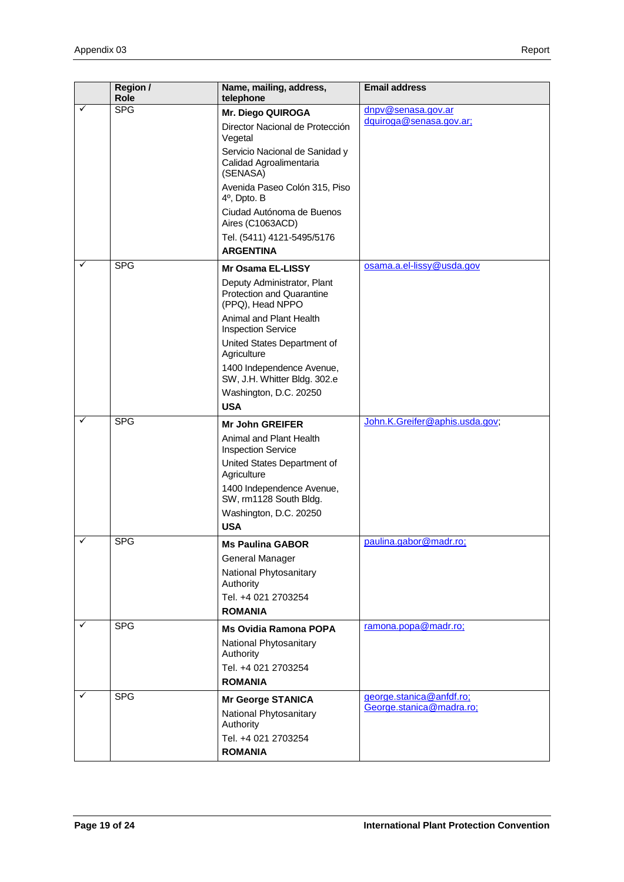| | Region / Role | Name, mailing, address, telephone | Email address |
|---|---|---|---|
| ✓ | SPG | **Mr. Diego QUIROGA**<br>Director Nacional de Protección Vegetal<br>Servicio Nacional de Sanidad y Calidad Agroalimentaria (SENASA)<br>Avenida Paseo Colón 315, Piso 4º, Dpto. B<br>Ciudad Autónoma de Buenos Aires (C1063ACD)<br>Tel. (5411) 4121-5495/5176<br>**ARGENTINA** | dnpv@senasa.gov.ar<br>dquiroga@senasa.gov.ar; |
| ✓ | SPG | **Mr Osama EL-LISSY**<br>Deputy Administrator, Plant Protection and Quarantine (PPQ), Head NPPO<br>Animal and Plant Health Inspection Service<br>United States Department of Agriculture<br>1400 Independence Avenue, SW, J.H. Whitter Bldg. 302.e<br>Washington, D.C. 20250<br>**USA** | osama.a.el-lissy@usda.gov |
| ✓ | SPG | **Mr John GREIFER**<br>Animal and Plant Health Inspection Service<br>United States Department of Agriculture<br>1400 Independence Avenue, SW, rm1128 South Bldg.<br>Washington, D.C. 20250<br>**USA** | John.K.Greifer@aphis.usda.gov; |
| ✓ | SPG | **Ms Paulina GABOR**<br>General Manager<br>National Phytosanitary Authority<br>Tel. +4 021 2703254<br>**ROMANIA** | paulina.gabor@madr.ro; |
| ✓ | SPG | **Ms Ovidia Ramona POPA**<br>National Phytosanitary Authority<br>Tel. +4 021 2703254<br>**ROMANIA** | ramona.popa@madr.ro; |
| ✓ | SPG | **Mr George STANICA**<br>National Phytosanitary Authority<br>Tel. +4 021 2703254<br>**ROMANIA** | george.stanica@anfdf.ro;<br>George.stanica@madra.ro; |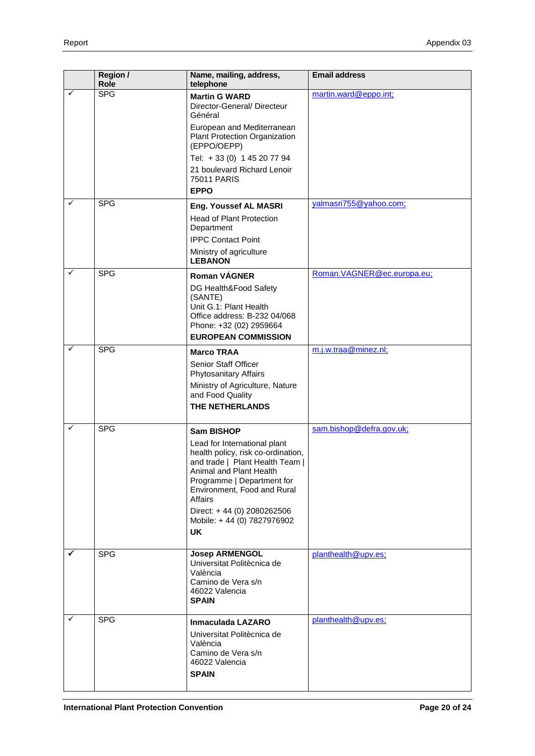| | Region / Role | Name, mailing, address, telephone | Email address |
|---|---|---|---|
| ✓ | SPG | **Martin G WARD**<br>Director-General/ Directeur Général<br>European and Mediterranean Plant Protection Organization (EPPO/OEPP)<br>Tel: + 33 (0) 1 45 20 77 94<br>21 boulevard Richard Lenoir 75011 PARIS<br>**EPPO** | martin.ward@eppo.int; |
| ✓ | SPG | **Eng. Youssef AL MASRI**<br>Head of Plant Protection Department<br>IPPC Contact Point<br>Ministry of agriculture<br>**LEBANON** | yalmasri755@yahoo.com; |
| ✓ | SPG | **Roman VÁGNER**<br>DG Health&Food Safety (SANTE)<br>Unit G.1: Plant Health<br>Office address: B-232 04/068<br>Phone: +32 (02) 2959664<br>**EUROPEAN COMMISSION** | Roman.VAGNER@ec.europa.eu; |
| ✓ | SPG | **Marco TRAA**<br>Senior Staff Officer Phytosanitary Affairs<br>Ministry of Agriculture, Nature and Food Quality<br>**THE NETHERLANDS** | m.j.w.traa@minez.nl; |
| ✓ | SPG | **Sam BISHOP**<br>Lead for International plant health policy, risk co-ordination, and trade \| Plant Health Team \| Animal and Plant Health Programme \| Department for Environment, Food and Rural Affairs<br>Direct: + 44 (0) 2080262506<br>Mobile: + 44 (0) 7827976902<br>**UK** | sam.bishop@defra.gov.uk; |
| ✓ | SPG | **Josep ARMENGOL**<br>Universitat Politècnica de València<br>Camino de Vera s/n<br>46022 Valencia<br>**SPAIN** | planthealth@upv.es; |
| ✓ | SPG | **Inmaculada LAZARO**<br>Universitat Politècnica de València<br>Camino de Vera s/n<br>46022 Valencia<br>**SPAIN** | planthealth@upv.es; |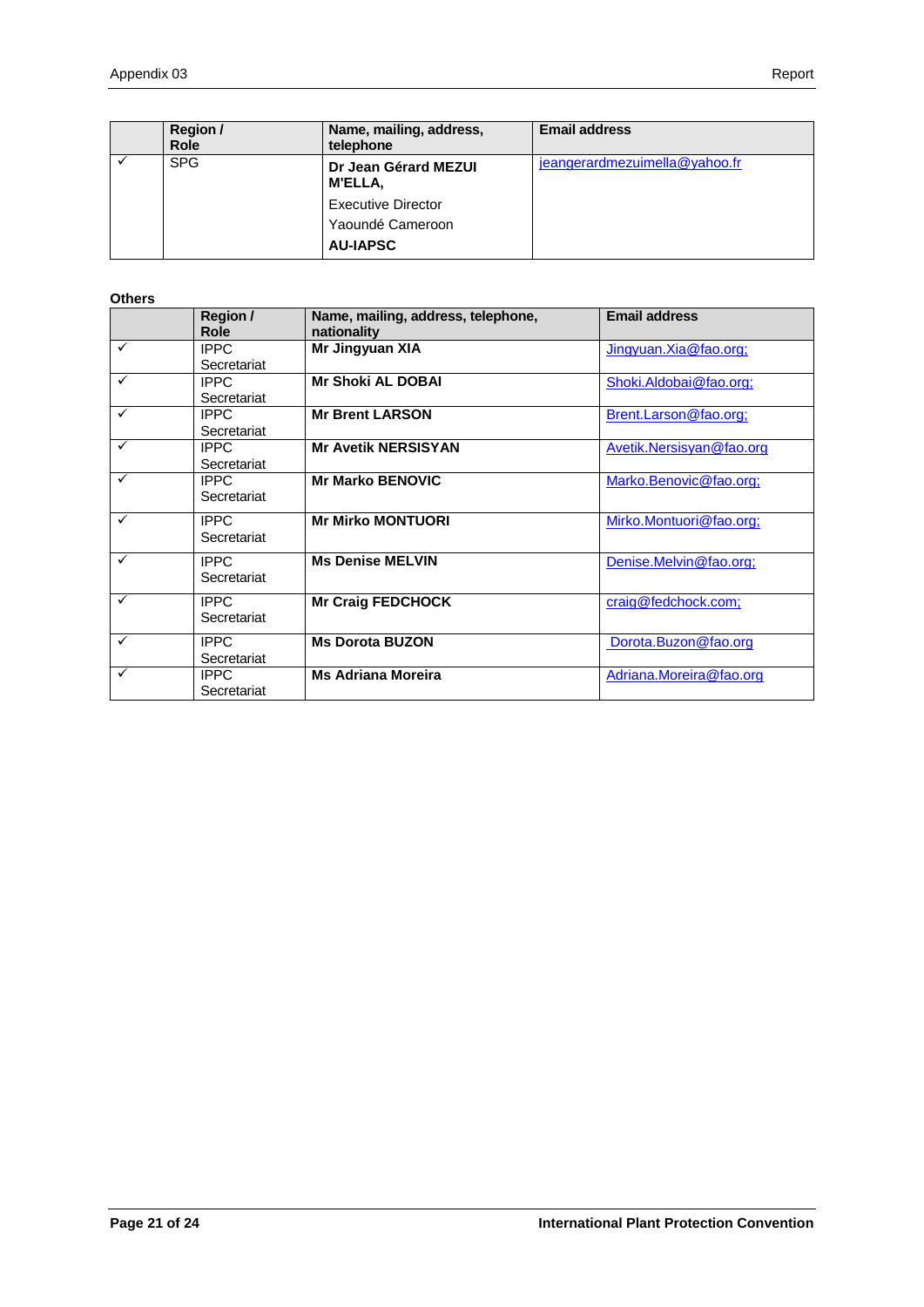|  | Region / Role | Name, mailing, address, telephone | Email address |
|---|---|---|---|
| ✓ | SPG | **Dr Jean Gérard MEZUI M'ELLA,**<br>Executive Director<br>Yaoundé Cameroon<br>**AU-IAPSC** | jeangerardmezuimella@yahoo.fr |

**Others**

|  | Region / Role | Name, mailing, address, telephone, nationality | Email address |
|---|---|---|---|
| ✓ | IPPC Secretariat | **Mr Jingyuan XIA** | Jingyuan.Xia@fao.org; |
| ✓ | IPPC Secretariat | **Mr Shoki AL DOBAI** | Shoki.Aldobai@fao.org; |
| ✓ | IPPC Secretariat | **Mr Brent LARSON** | Brent.Larson@fao.org; |
| ✓ | IPPC Secretariat | **Mr Avetik NERSISYAN** | Avetik.Nersisyan@fao.org |
| ✓ | IPPC Secretariat | **Mr Marko BENOVIC** | Marko.Benovic@fao.org; |
| ✓ | IPPC Secretariat | **Mr Mirko MONTUORI** | Mirko.Montuori@fao.org; |
| ✓ | IPPC Secretariat | **Ms Denise MELVIN** | Denise.Melvin@fao.org; |
| ✓ | IPPC Secretariat | **Mr Craig FEDCHOCK** | craig@fedchock.com; |
| ✓ | IPPC Secretariat | **Ms Dorota BUZON** | Dorota.Buzon@fao.org |
| ✓ | IPPC Secretariat | **Ms Adriana Moreira** | Adriana.Moreira@fao.org |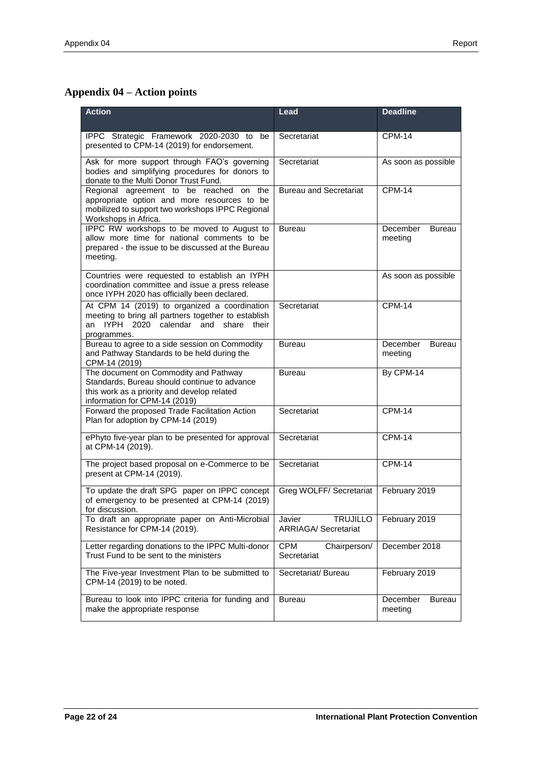# Appendix 04 – Action points

| Action | Lead | Deadline |
|---|---|---|
| IPPC Strategic Framework 2020-2030 to be presented to CPM-14 (2019) for endorsement. | Secretariat | CPM-14 |
| Ask for more support through FAO's governing bodies and simplifying procedures for donors to donate to the Multi Donor Trust Fund. | Secretariat | As soon as possible |
| Regional agreement to be reached on the appropriate option and more resources to be mobilized to support two workshops IPPC Regional Workshops in Africa. | Bureau and Secretariat | CPM-14 |
| IPPC RW workshops to be moved to August to allow more time for national comments to be prepared - the issue to be discussed at the Bureau meeting. | Bureau | December Bureau meeting |
| Countries were requested to establish an IYPH coordination committee and issue a press release once IYPH 2020 has officially been declared. | | As soon as possible |
| At CPM 14 (2019) to organized a coordination meeting to bring all partners together to establish an IYPH 2020 calendar and share their programmes. | Secretariat | CPM-14 |
| Bureau to agree to a side session on Commodity and Pathway Standards to be held during the CPM-14 (2019) | Bureau | December Bureau meeting |
| The document on Commodity and Pathway Standards, Bureau should continue to advance this work as a priority and develop related information for CPM-14 (2019) | Bureau | By CPM-14 |
| Forward the proposed Trade Facilitation Action Plan for adoption by CPM-14 (2019) | Secretariat | CPM-14 |
| ePhyto five-year plan to be presented for approval at CPM-14 (2019). | Secretariat | CPM-14 |
| The project based proposal on e-Commerce to be present at CPM-14 (2019). | Secretariat | CPM-14 |
| To update the draft SPG paper on IPPC concept of emergency to be presented at CPM-14 (2019) for discussion. | Greg WOLFF/ Secretariat | February 2019 |
| To draft an appropriate paper on Anti-Microbial Resistance for CPM-14 (2019). | Javier TRUJILLO ARRIAGA/ Secretariat | February 2019 |
| Letter regarding donations to the IPPC Multi-donor Trust Fund to be sent to the ministers | CPM Chairperson/ Secretariat | December 2018 |
| The Five-year Investment Plan to be submitted to CPM-14 (2019) to be noted. | Secretariat/ Bureau | February 2019 |
| Bureau to look into IPPC criteria for funding and make the appropriate response | Bureau | December Bureau meeting |